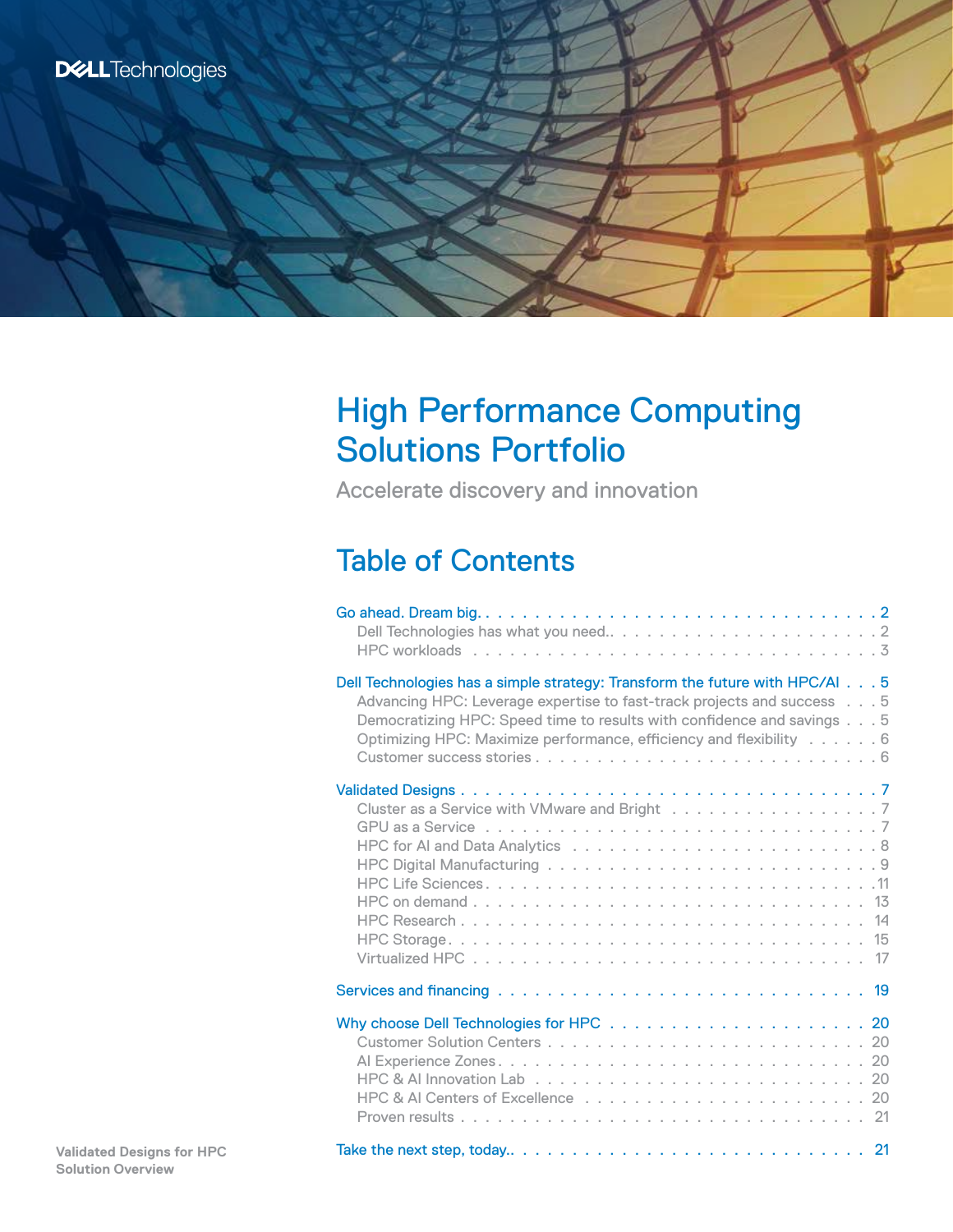Dell Technologies

# High Performance Computing Solutions Portfolio

Accelerate discovery and innovation

## Table of Contents

Go ahead. Dream big. . . . . . . . . . . . . . . . . . . . . . . . . . . . . . . . . 2
- Dell Technologies has what you need.. . . . . . . . . . . . . . . . . . . . . . 2
- HPC workloads . . . . . . . . . . . . . . . . . . . . . . . . . . . . . . . . . 3

Dell Technologies has a simple strategy: Transform the future with HPC/AI . . . 5
- Advancing HPC: Leverage expertise to fast-track projects and success . . . 5
- Democratizing HPC: Speed time to results with confidence and savings . . . 5
- Optimizing HPC: Maximize performance, efficiency and flexibility . . . . . . 6
- Customer success stories . . . . . . . . . . . . . . . . . . . . . . . . . . 6

Validated Designs . . . . . . . . . . . . . . . . . . . . . . . . . . . . . . . . 7
- Cluster as a Service with VMware and Bright . . . . . . . . . . . . . . . . . 7
- GPU as a Service . . . . . . . . . . . . . . . . . . . . . . . . . . . . . . . 7
- HPC for AI and Data Analytics . . . . . . . . . . . . . . . . . . . . . . . . 8
- HPC Digital Manufacturing . . . . . . . . . . . . . . . . . . . . . . . . . . 9
- HPC Life Sciences. . . . . . . . . . . . . . . . . . . . . . . . . . . . . . .11
- HPC on demand . . . . . . . . . . . . . . . . . . . . . . . . . . . . . . . 13
- HPC Research . . . . . . . . . . . . . . . . . . . . . . . . . . . . . . . . 14
- HPC Storage. . . . . . . . . . . . . . . . . . . . . . . . . . . . . . . . . 15
- Virtualized HPC . . . . . . . . . . . . . . . . . . . . . . . . . . . . . . . 17

Services and financing . . . . . . . . . . . . . . . . . . . . . . . . . . . . . 19

Why choose Dell Technologies for HPC . . . . . . . . . . . . . . . . . . . . . 20
- Customer Solution Centers . . . . . . . . . . . . . . . . . . . . . . . . . . 20
- AI Experience Zones. . . . . . . . . . . . . . . . . . . . . . . . . . . . . . 20
- HPC & AI Innovation Lab . . . . . . . . . . . . . . . . . . . . . . . . . . . 20
- HPC & AI Centers of Excellence . . . . . . . . . . . . . . . . . . . . . . . 20
- Proven results . . . . . . . . . . . . . . . . . . . . . . . . . . . . . . . . 21

Take the next step, today.. . . . . . . . . . . . . . . . . . . . . . . . . . . . 21

**Validated Designs for HPC Solution Overview**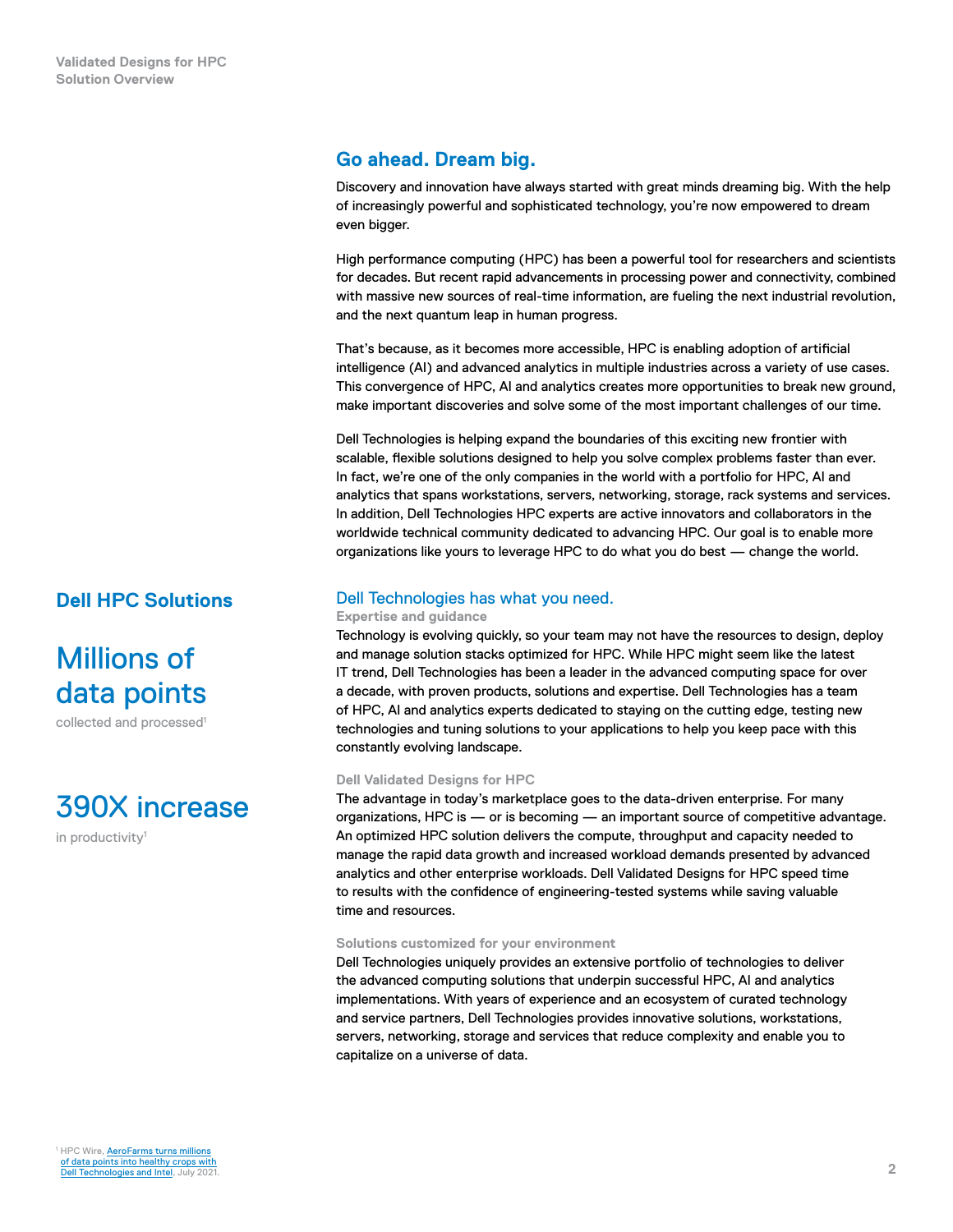## Go ahead. Dream big.

Discovery and innovation have always started with great minds dreaming big. With the help of increasingly powerful and sophisticated technology, you're now empowered to dream even bigger.

High performance computing (HPC) has been a powerful tool for researchers and scientists for decades. But recent rapid advancements in processing power and connectivity, combined with massive new sources of real-time information, are fueling the next industrial revolution, and the next quantum leap in human progress.

That's because, as it becomes more accessible, HPC is enabling adoption of artificial intelligence (AI) and advanced analytics in multiple industries across a variety of use cases. This convergence of HPC, AI and analytics creates more opportunities to break new ground, make important discoveries and solve some of the most important challenges of our time.

Dell Technologies is helping expand the boundaries of this exciting new frontier with scalable, flexible solutions designed to help you solve complex problems faster than ever. In fact, we're one of the only companies in the world with a portfolio for HPC, AI and analytics that spans workstations, servers, networking, storage, rack systems and services. In addition, Dell Technologies HPC experts are active innovators and collaborators in the worldwide technical community dedicated to advancing HPC. Our goal is to enable more organizations like yours to leverage HPC to do what you do best — change the world.

### Dell HPC Solutions

**Millions of data points**

collected and processed[1]

**390X increase**

in productivity[1]

## Dell Technologies has what you need.

#### Expertise and guidance

Technology is evolving quickly, so your team may not have the resources to design, deploy and manage solution stacks optimized for HPC. While HPC might seem like the latest IT trend, Dell Technologies has been a leader in the advanced computing space for over a decade, with proven products, solutions and expertise. Dell Technologies has a team of HPC, AI and analytics experts dedicated to staying on the cutting edge, testing new technologies and tuning solutions to your applications to help you keep pace with this constantly evolving landscape.

#### Dell Validated Designs for HPC

The advantage in today's marketplace goes to the data-driven enterprise. For many organizations, HPC is — or is becoming — an important source of competitive advantage. An optimized HPC solution delivers the compute, throughput and capacity needed to manage the rapid data growth and increased workload demands presented by advanced analytics and other enterprise workloads. Dell Validated Designs for HPC speed time to results with the confidence of engineering-tested systems while saving valuable time and resources.

#### Solutions customized for your environment

Dell Technologies uniquely provides an extensive portfolio of technologies to deliver the advanced computing solutions that underpin successful HPC, AI and analytics implementations. With years of experience and an ecosystem of curated technology and service partners, Dell Technologies provides innovative solutions, workstations, servers, networking, storage and services that reduce complexity and enable you to capitalize on a universe of data.

[1] HPC Wire, AeroFarms turns millions of data points into healthy crops with Dell Technologies and Intel, July 2021.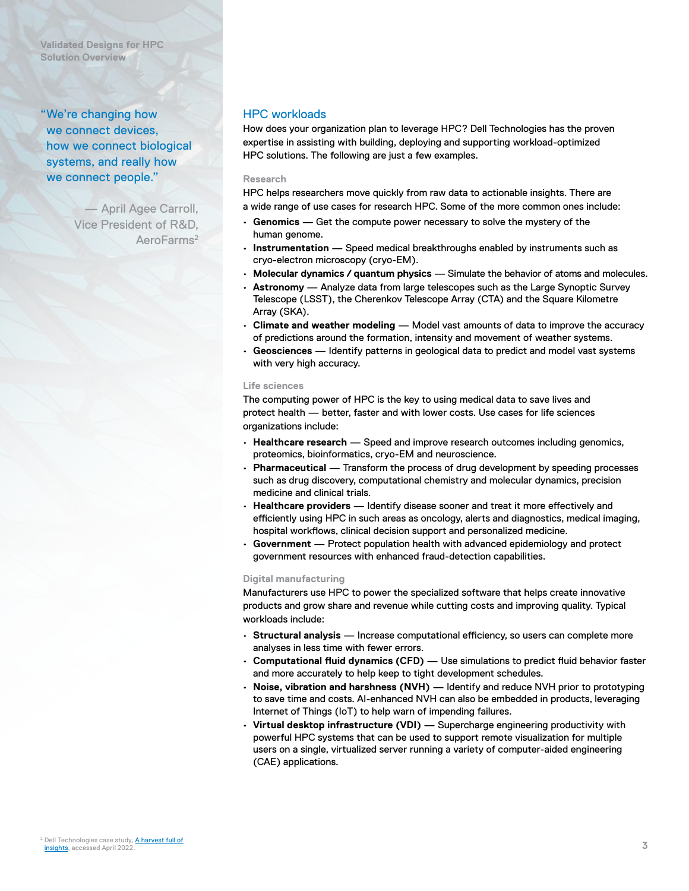> "We're changing how we connect devices, how we connect biological systems, and really how we connect people."
>
> — April Agee Carroll, Vice President of R&D, AeroFarms[2]

## HPC workloads

How does your organization plan to leverage HPC? Dell Technologies has the proven expertise in assisting with building, deploying and supporting workload-optimized HPC solutions. The following are just a few examples.

### Research

HPC helps researchers move quickly from raw data to actionable insights. There are a wide range of use cases for research HPC. Some of the more common ones include:

- **Genomics** — Get the compute power necessary to solve the mystery of the human genome.
- **Instrumentation** — Speed medical breakthroughs enabled by instruments such as cryo-electron microscopy (cryo-EM).
- **Molecular dynamics / quantum physics** — Simulate the behavior of atoms and molecules.
- **Astronomy** — Analyze data from large telescopes such as the Large Synoptic Survey Telescope (LSST), the Cherenkov Telescope Array (CTA) and the Square Kilometre Array (SKA).
- **Climate and weather modeling** — Model vast amounts of data to improve the accuracy of predictions around the formation, intensity and movement of weather systems.
- **Geosciences** — Identify patterns in geological data to predict and model vast systems with very high accuracy.

### Life sciences

The computing power of HPC is the key to using medical data to save lives and protect health — better, faster and with lower costs. Use cases for life sciences organizations include:

- **Healthcare research** — Speed and improve research outcomes including genomics, proteomics, bioinformatics, cryo-EM and neuroscience.
- **Pharmaceutical** — Transform the process of drug development by speeding processes such as drug discovery, computational chemistry and molecular dynamics, precision medicine and clinical trials.
- **Healthcare providers** — Identify disease sooner and treat it more effectively and efficiently using HPC in such areas as oncology, alerts and diagnostics, medical imaging, hospital workflows, clinical decision support and personalized medicine.
- **Government** — Protect population health with advanced epidemiology and protect government resources with enhanced fraud-detection capabilities.

### Digital manufacturing

Manufacturers use HPC to power the specialized software that helps create innovative products and grow share and revenue while cutting costs and improving quality. Typical workloads include:

- **Structural analysis** — Increase computational efficiency, so users can complete more analyses in less time with fewer errors.
- **Computational fluid dynamics (CFD)** — Use simulations to predict fluid behavior faster and more accurately to help keep to tight development schedules.
- **Noise, vibration and harshness (NVH)** — Identify and reduce NVH prior to prototyping to save time and costs. AI-enhanced NVH can also be embedded in products, leveraging Internet of Things (IoT) to help warn of impending failures.
- **Virtual desktop infrastructure (VDI)** — Supercharge engineering productivity with powerful HPC systems that can be used to support remote visualization for multiple users on a single, virtualized server running a variety of computer-aided engineering (CAE) applications.

[2] Dell Technologies case study, A harvest full of insights, accessed April 2022.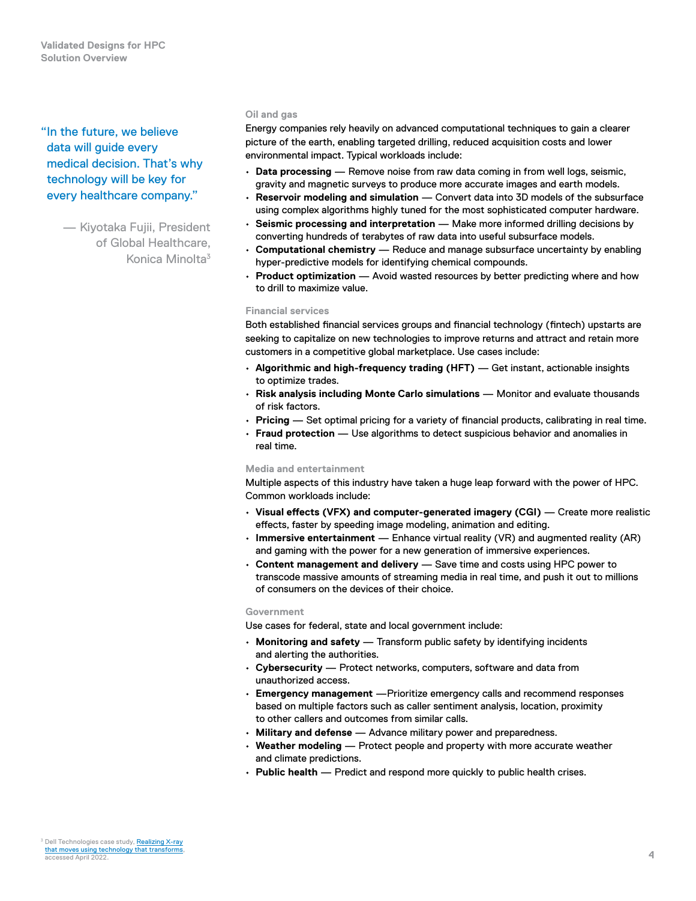> "In the future, we believe data will guide every medical decision. That's why technology will be key for every healthcare company."
>
> — Kiyotaka Fujii, President of Global Healthcare, Konica Minolta[3]

### Oil and gas

Energy companies rely heavily on advanced computational techniques to gain a clearer picture of the earth, enabling targeted drilling, reduced acquisition costs and lower environmental impact. Typical workloads include:

- **Data processing** — Remove noise from raw data coming in from well logs, seismic, gravity and magnetic surveys to produce more accurate images and earth models.
- **Reservoir modeling and simulation** — Convert data into 3D models of the subsurface using complex algorithms highly tuned for the most sophisticated computer hardware.
- **Seismic processing and interpretation** — Make more informed drilling decisions by converting hundreds of terabytes of raw data into useful subsurface models.
- **Computational chemistry** — Reduce and manage subsurface uncertainty by enabling hyper-predictive models for identifying chemical compounds.
- **Product optimization** — Avoid wasted resources by better predicting where and how to drill to maximize value.

### Financial services

Both established financial services groups and financial technology (fintech) upstarts are seeking to capitalize on new technologies to improve returns and attract and retain more customers in a competitive global marketplace. Use cases include:

- **Algorithmic and high-frequency trading (HFT)** — Get instant, actionable insights to optimize trades.
- **Risk analysis including Monte Carlo simulations** — Monitor and evaluate thousands of risk factors.
- **Pricing** — Set optimal pricing for a variety of financial products, calibrating in real time.
- **Fraud protection** — Use algorithms to detect suspicious behavior and anomalies in real time.

### Media and entertainment

Multiple aspects of this industry have taken a huge leap forward with the power of HPC. Common workloads include:

- **Visual effects (VFX) and computer-generated imagery (CGI)** — Create more realistic effects, faster by speeding image modeling, animation and editing.
- **Immersive entertainment** — Enhance virtual reality (VR) and augmented reality (AR) and gaming with the power for a new generation of immersive experiences.
- **Content management and delivery** — Save time and costs using HPC power to transcode massive amounts of streaming media in real time, and push it out to millions of consumers on the devices of their choice.

### Government

Use cases for federal, state and local government include:

- **Monitoring and safety** — Transform public safety by identifying incidents and alerting the authorities.
- **Cybersecurity** — Protect networks, computers, software and data from unauthorized access.
- **Emergency management** —Prioritize emergency calls and recommend responses based on multiple factors such as caller sentiment analysis, location, proximity to other callers and outcomes from similar calls.
- **Military and defense** — Advance military power and preparedness.
- **Weather modeling** — Protect people and property with more accurate weather and climate predictions.
- **Public health** — Predict and respond more quickly to public health crises.

[3] Dell Technologies case study, Realizing X-ray that moves using technology that transforms, accessed April 2022.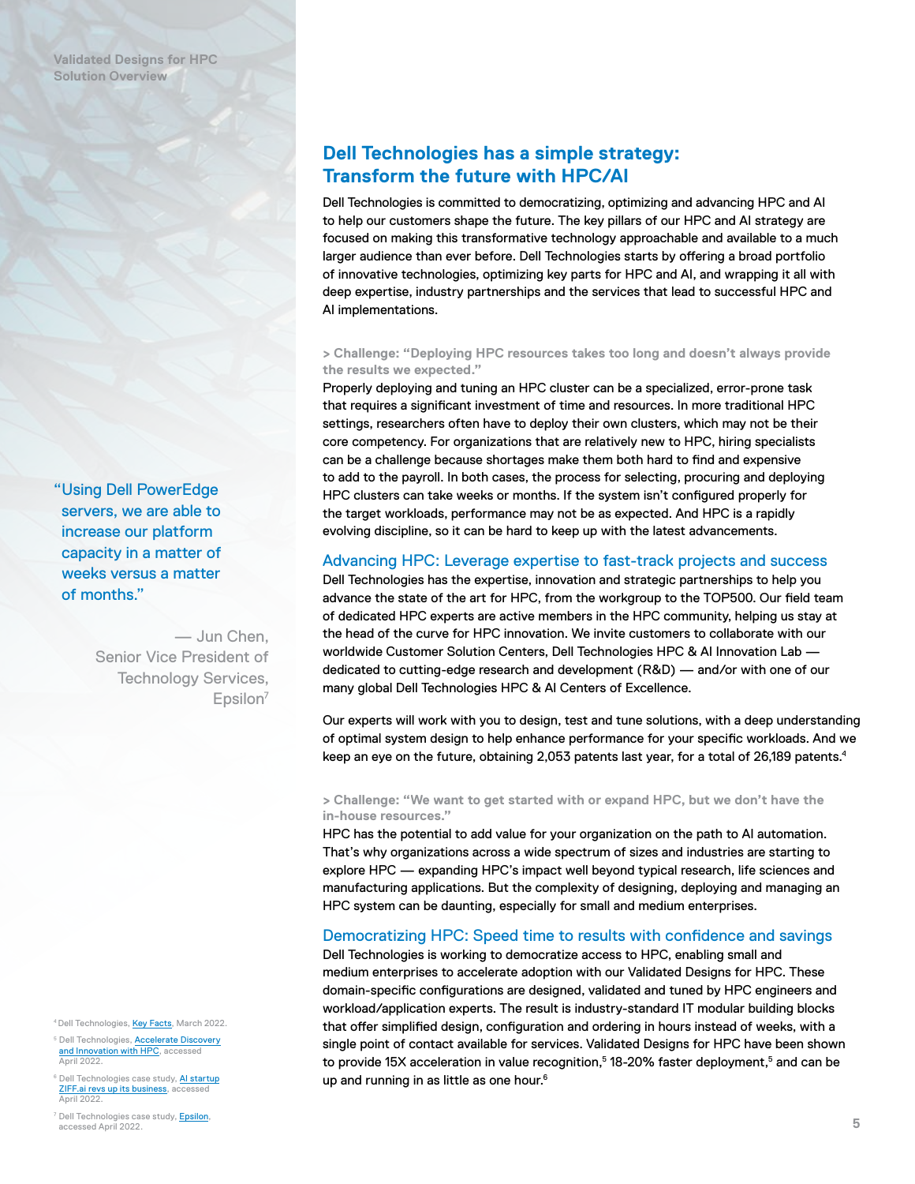## Dell Technologies has a simple strategy: Transform the future with HPC/AI

Dell Technologies is committed to democratizing, optimizing and advancing HPC and AI to help our customers shape the future. The key pillars of our HPC and AI strategy are focused on making this transformative technology approachable and available to a much larger audience than ever before. Dell Technologies starts by offering a broad portfolio of innovative technologies, optimizing key parts for HPC and AI, and wrapping it all with deep expertise, industry partnerships and the services that lead to successful HPC and AI implementations.

**> Challenge: "Deploying HPC resources takes too long and doesn't always provide the results we expected."**

Properly deploying and tuning an HPC cluster can be a specialized, error-prone task that requires a significant investment of time and resources. In more traditional HPC settings, researchers often have to deploy their own clusters, which may not be their core competency. For organizations that are relatively new to HPC, hiring specialists can be a challenge because shortages make them both hard to find and expensive to add to the payroll. In both cases, the process for selecting, procuring and deploying HPC clusters can take weeks or months. If the system isn't configured properly for the target workloads, performance may not be as expected. And HPC is a rapidly evolving discipline, so it can be hard to keep up with the latest advancements.

### Advancing HPC: Leverage expertise to fast-track projects and success

Dell Technologies has the expertise, innovation and strategic partnerships to help you advance the state of the art for HPC, from the workgroup to the TOP500. Our field team of dedicated HPC experts are active members in the HPC community, helping us stay at the head of the curve for HPC innovation. We invite customers to collaborate with our worldwide Customer Solution Centers, Dell Technologies HPC & AI Innovation Lab — dedicated to cutting-edge research and development (R&D) — and/or with one of our many global Dell Technologies HPC & AI Centers of Excellence.

Our experts will work with you to design, test and tune solutions, with a deep understanding of optimal system design to help enhance performance for your specific workloads. And we keep an eye on the future, obtaining 2,053 patents last year, for a total of 26,189 patents.[4]

> "Using Dell PowerEdge servers, we are able to increase our platform capacity in a matter of weeks versus a matter of months."
>
> — Jun Chen, Senior Vice President of Technology Services, Epsilon[7]

**> Challenge: "We want to get started with or expand HPC, but we don't have the in-house resources."**

HPC has the potential to add value for your organization on the path to AI automation. That's why organizations across a wide spectrum of sizes and industries are starting to explore HPC — expanding HPC's impact well beyond typical research, life sciences and manufacturing applications. But the complexity of designing, deploying and managing an HPC system can be daunting, especially for small and medium enterprises.

### Democratizing HPC: Speed time to results with confidence and savings

Dell Technologies is working to democratize access to HPC, enabling small and medium enterprises to accelerate adoption with our Validated Designs for HPC. These domain-specific configurations are designed, validated and tuned by HPC engineers and workload/application experts. The result is industry-standard IT modular building blocks that offer simplified design, configuration and ordering in hours instead of weeks, with a single point of contact available for services. Validated Designs for HPC have been shown to provide 15X acceleration in value recognition,[5] 18-20% faster deployment,[5] and can be up and running in as little as one hour.[6]

[4] Dell Technologies, Key Facts, March 2022.

[5] Dell Technologies, Accelerate Discovery and Innovation with HPC, accessed April 2022.

[6] Dell Technologies case study, AI startup ZIFF.ai revs up its business, accessed April 2022.

[7] Dell Technologies case study, Epsilon, accessed April 2022.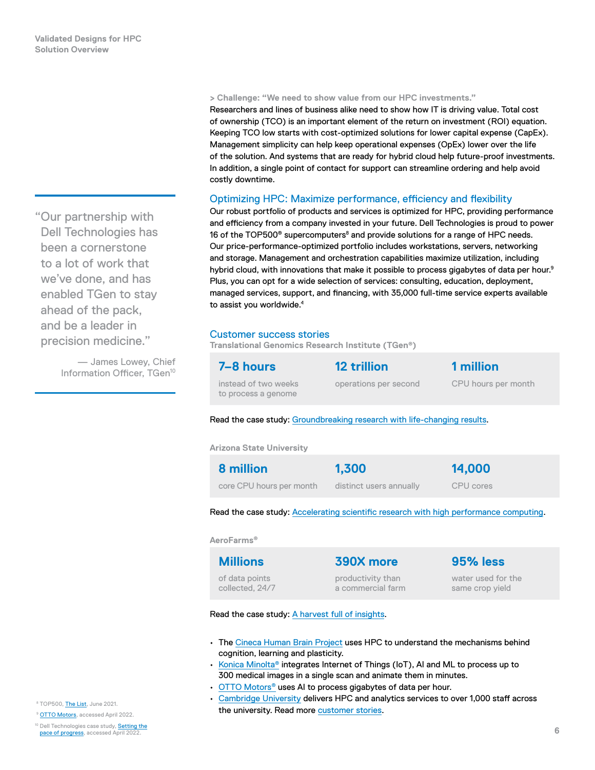> **Challenge: "We need to show value from our HPC investments."**

Researchers and lines of business alike need to show how IT is driving value. Total cost of ownership (TCO) is an important element of the return on investment (ROI) equation. Keeping TCO low starts with cost-optimized solutions for lower capital expense (CapEx). Management simplicity can help keep operational expenses (OpEx) lower over the life of the solution. And systems that are ready for hybrid cloud help future-proof investments. In addition, a single point of contact for support can streamline ordering and help avoid costly downtime.

## Optimizing HPC: Maximize performance, efficiency and flexibility

Our robust portfolio of products and services is optimized for HPC, providing performance and efficiency from a company invested in your future. Dell Technologies is proud to power 16 of the TOP500® supercomputers[8] and provide solutions for a range of HPC needs. Our price-performance-optimized portfolio includes workstations, servers, networking and storage. Management and orchestration capabilities maximize utilization, including hybrid cloud, with innovations that make it possible to process gigabytes of data per hour.[9] Plus, you can opt for a wide selection of services: consulting, education, deployment, managed services, support, and financing, with 35,000 full-time service experts available to assist you worldwide.[4]

> "Our partnership with Dell Technologies has been a cornerstone to a lot of work that we've done, and has enabled TGen to stay ahead of the pack, and be a leader in precision medicine."
>
> — James Lowey, Chief Information Officer, TGen[10]

## Customer success stories

**Translational Genomics Research Institute (TGen®)**

| 7–8 hours | 12 trillion | 1 million |
|---|---|---|
| instead of two weeks to process a genome | operations per second | CPU hours per month |

Read the case study: Groundbreaking research with life-changing results.

**Arizona State University**

| 8 million | 1,300 | 14,000 |
|---|---|---|
| core CPU hours per month | distinct users annually | CPU cores |

Read the case study: Accelerating scientific research with high performance computing.

**AeroFarms®**

| Millions | 390X more | 95% less |
|---|---|---|
| of data points collected, 24/7 | productivity than a commercial farm | water used for the same crop yield |

Read the case study: A harvest full of insights.

- The Cineca Human Brain Project uses HPC to understand the mechanisms behind cognition, learning and plasticity.
- Konica Minolta® integrates Internet of Things (IoT), AI and ML to process up to 300 medical images in a single scan and animate them in minutes.
- OTTO Motors® uses AI to process gigabytes of data per hour.
- Cambridge University delivers HPC and analytics services to over 1,000 staff across the university. Read more customer stories.

[8] TOP500, The List, June 2021.

[9] OTTO Motors, accessed April 2022.

[10] Dell Technologies case study, Setting the pace of progress, accessed April 2022.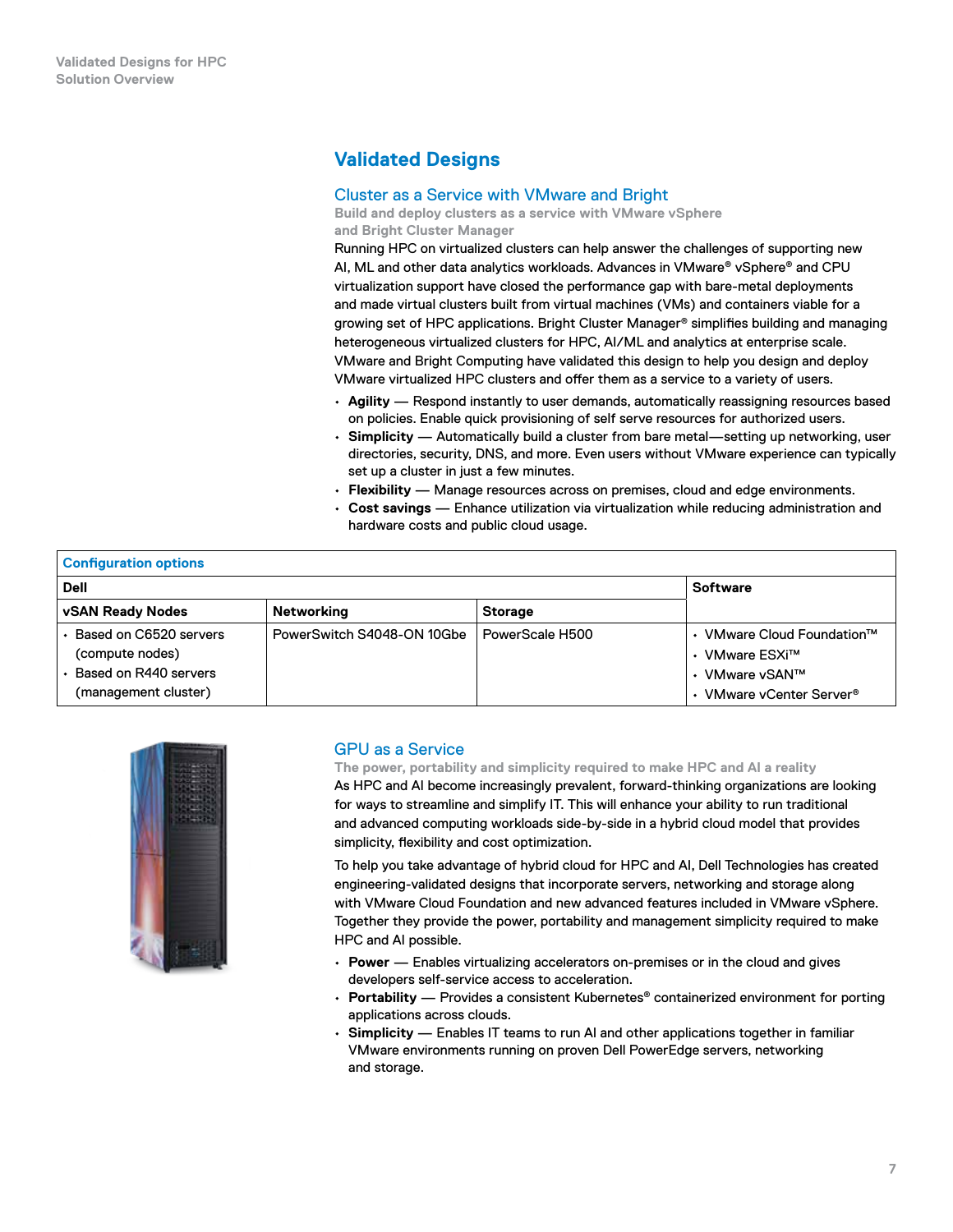## Validated Designs

### Cluster as a Service with VMware and Bright

**Build and deploy clusters as a service with VMware vSphere and Bright Cluster Manager**

Running HPC on virtualized clusters can help answer the challenges of supporting new AI, ML and other data analytics workloads. Advances in VMware® vSphere® and CPU virtualization support have closed the performance gap with bare-metal deployments and made virtual clusters built from virtual machines (VMs) and containers viable for a growing set of HPC applications. Bright Cluster Manager® simplifies building and managing heterogeneous virtualized clusters for HPC, AI/ML and analytics at enterprise scale. VMware and Bright Computing have validated this design to help you design and deploy VMware virtualized HPC clusters and offer them as a service to a variety of users.

- **Agility** — Respond instantly to user demands, automatically reassigning resources based on policies. Enable quick provisioning of self serve resources for authorized users.
- **Simplicity** — Automatically build a cluster from bare metal—setting up networking, user directories, security, DNS, and more. Even users without VMware experience can typically set up a cluster in just a few minutes.
- **Flexibility** — Manage resources across on premises, cloud and edge environments.
- **Cost savings** — Enhance utilization via virtualization while reducing administration and hardware costs and public cloud usage.

| Configuration options | | | |
|---|---|---|---|
| **Dell** | | | **Software** |
| **vSAN Ready Nodes** | **Networking** | **Storage** | |
| • Based on C6520 servers (compute nodes)<br>• Based on R440 servers (management cluster) | PowerSwitch S4048-ON 10Gbe | PowerScale H500 | • VMware Cloud Foundation™<br>• VMware ESXi™<br>• VMware vSAN™<br>• VMware vCenter Server® |

### GPU as a Service

**The power, portability and simplicity required to make HPC and AI a reality**

As HPC and AI become increasingly prevalent, forward-thinking organizations are looking for ways to streamline and simplify IT. This will enhance your ability to run traditional and advanced computing workloads side-by-side in a hybrid cloud model that provides simplicity, flexibility and cost optimization.

To help you take advantage of hybrid cloud for HPC and AI, Dell Technologies has created engineering-validated designs that incorporate servers, networking and storage along with VMware Cloud Foundation and new advanced features included in VMware vSphere. Together they provide the power, portability and management simplicity required to make HPC and AI possible.

- **Power** — Enables virtualizing accelerators on-premises or in the cloud and gives developers self-service access to acceleration.
- **Portability** — Provides a consistent Kubernetes® containerized environment for porting applications across clouds.
- **Simplicity** — Enables IT teams to run AI and other applications together in familiar VMware environments running on proven Dell PowerEdge servers, networking and storage.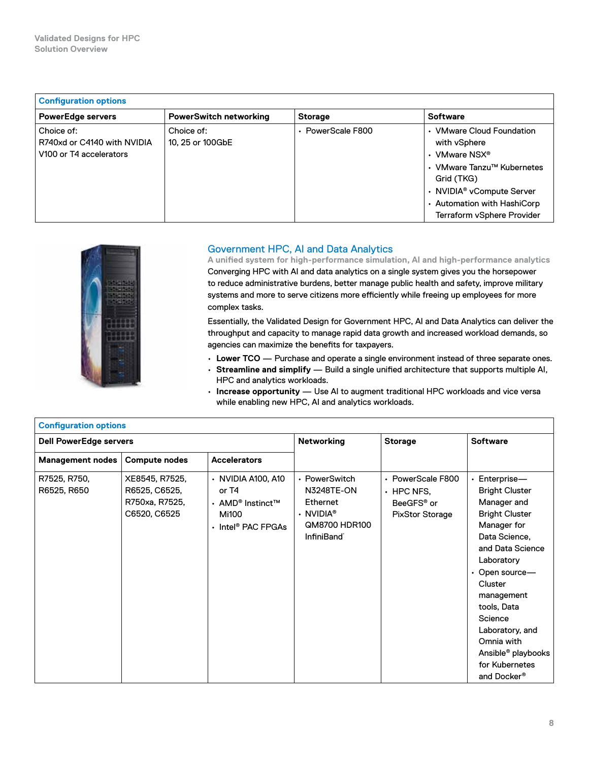| Configuration options | | | |
|---|---|---|---|
| **PowerEdge servers** | **PowerSwitch networking** | **Storage** | **Software** |
| Choice of: R740xd or C4140 with NVIDIA V100 or T4 accelerators | Choice of: 10, 25 or 100GbE | • PowerScale F800 | • VMware Cloud Foundation with vSphere<br>• VMware NSX®<br>• VMware Tanzu™ Kubernetes Grid (TKG)<br>• NVIDIA® vCompute Server<br>• Automation with HashiCorp Terraform vSphere Provider |

## Government HPC, AI and Data Analytics

**A unified system for high-performance simulation, AI and high-performance analytics**

Converging HPC with AI and data analytics on a single system gives you the horsepower to reduce administrative burdens, better manage public health and safety, improve military systems and more to serve citizens more efficiently while freeing up employees for more complex tasks.

Essentially, the Validated Design for Government HPC, AI and Data Analytics can deliver the throughput and capacity to manage rapid data growth and increased workload demands, so agencies can maximize the benefits for taxpayers.

- **Lower TCO** — Purchase and operate a single environment instead of three separate ones.
- **Streamline and simplify** — Build a single unified architecture that supports multiple AI, HPC and analytics workloads.
- **Increase opportunity** — Use AI to augment traditional HPC workloads and vice versa while enabling new HPC, AI and analytics workloads.

| Configuration options | | | | | |
|---|---|---|---|---|---|
| **Dell PowerEdge servers** | | | **Networking** | **Storage** | **Software** |
| **Management nodes** | **Compute nodes** | **Accelerators** | | | |
| R7525, R750, R6525, R650 | XE8545, R7525, R6525, C6525, R750xa, R7525, C6520, C6525 | • NVIDIA A100, A10 or T4<br>• AMD® Instinct™ Mi100<br>• Intel® PAC FPGAs | • PowerSwitch N3248TE-ON Ethernet<br>• NVIDIA® QM8700 HDR100 InfiniBand | • PowerScale F800<br>• HPC NFS, BeeGFS® or PixStor Storage | • Enterprise—Bright Cluster Manager and Bright Cluster Manager for Data Science, and Data Science Laboratory<br>• Open source—Cluster management tools, Data Science Laboratory, and Omnia with Ansible® playbooks for Kubernetes and Docker® |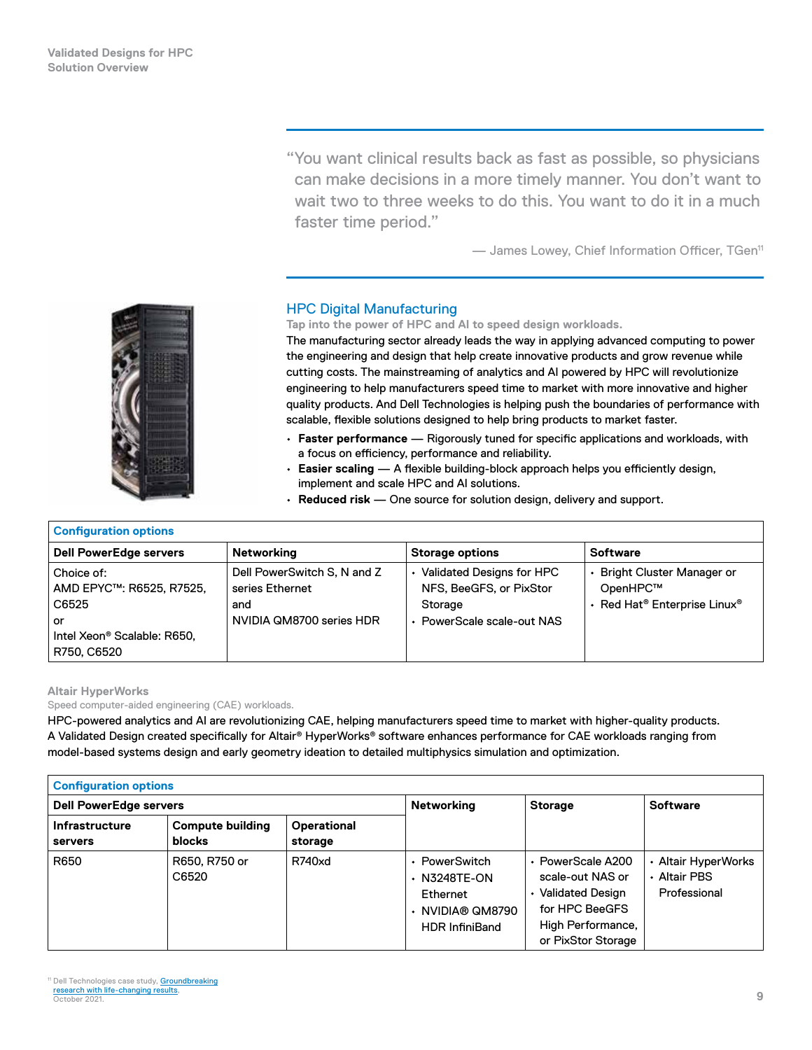> "You want clinical results back as fast as possible, so physicians can make decisions in a more timely manner. You don't want to wait two to three weeks to do this. You want to do it in a much faster time period."
>
> — James Lowey, Chief Information Officer, TGen[11]

## HPC Digital Manufacturing

**Tap into the power of HPC and AI to speed design workloads.**

The manufacturing sector already leads the way in applying advanced computing to power the engineering and design that help create innovative products and grow revenue while cutting costs. The mainstreaming of analytics and AI powered by HPC will revolutionize engineering to help manufacturers speed time to market with more innovative and higher quality products. And Dell Technologies is helping push the boundaries of performance with scalable, flexible solutions designed to help bring products to market faster.

- **Faster performance** — Rigorously tuned for specific applications and workloads, with a focus on efficiency, performance and reliability.
- **Easier scaling** — A flexible building-block approach helps you efficiently design, implement and scale HPC and AI solutions.
- **Reduced risk** — One source for solution design, delivery and support.

| Configuration options | | | |
|---|---|---|---|
| **Dell PowerEdge servers** | **Networking** | **Storage options** | **Software** |
| Choice of:<br>AMD EPYC™: R6525, R7525, C6525<br>or<br>Intel Xeon® Scalable: R650, R750, C6520 | Dell PowerSwitch S, N and Z series Ethernet<br>and<br>NVIDIA QM8700 series HDR | • Validated Designs for HPC NFS, BeeGFS, or PixStor Storage<br>• PowerScale scale-out NAS | • Bright Cluster Manager or OpenHPC™<br>• Red Hat® Enterprise Linux® |

### Altair HyperWorks

Speed computer-aided engineering (CAE) workloads.

HPC-powered analytics and AI are revolutionizing CAE, helping manufacturers speed time to market with higher-quality products. A Validated Design created specifically for Altair® HyperWorks® software enhances performance for CAE workloads ranging from model-based systems design and early geometry ideation to detailed multiphysics simulation and optimization.

| Configuration options | | | | | |
|---|---|---|---|---|---|
| **Dell PowerEdge servers** | | | **Networking** | **Storage** | **Software** |
| **Infrastructure servers** | **Compute building blocks** | **Operational storage** | | | |
| R650 | R650, R750 or C6520 | R740xd | • PowerSwitch<br>• N3248TE-ON Ethernet<br>• NVIDIA® QM8790 HDR InfiniBand | • PowerScale A200 scale-out NAS or<br>• Validated Design for HPC BeeGFS High Performance, or PixStor Storage | • Altair HyperWorks<br>• Altair PBS Professional |

[11] Dell Technologies case study, Groundbreaking research with life-changing results, October 2021.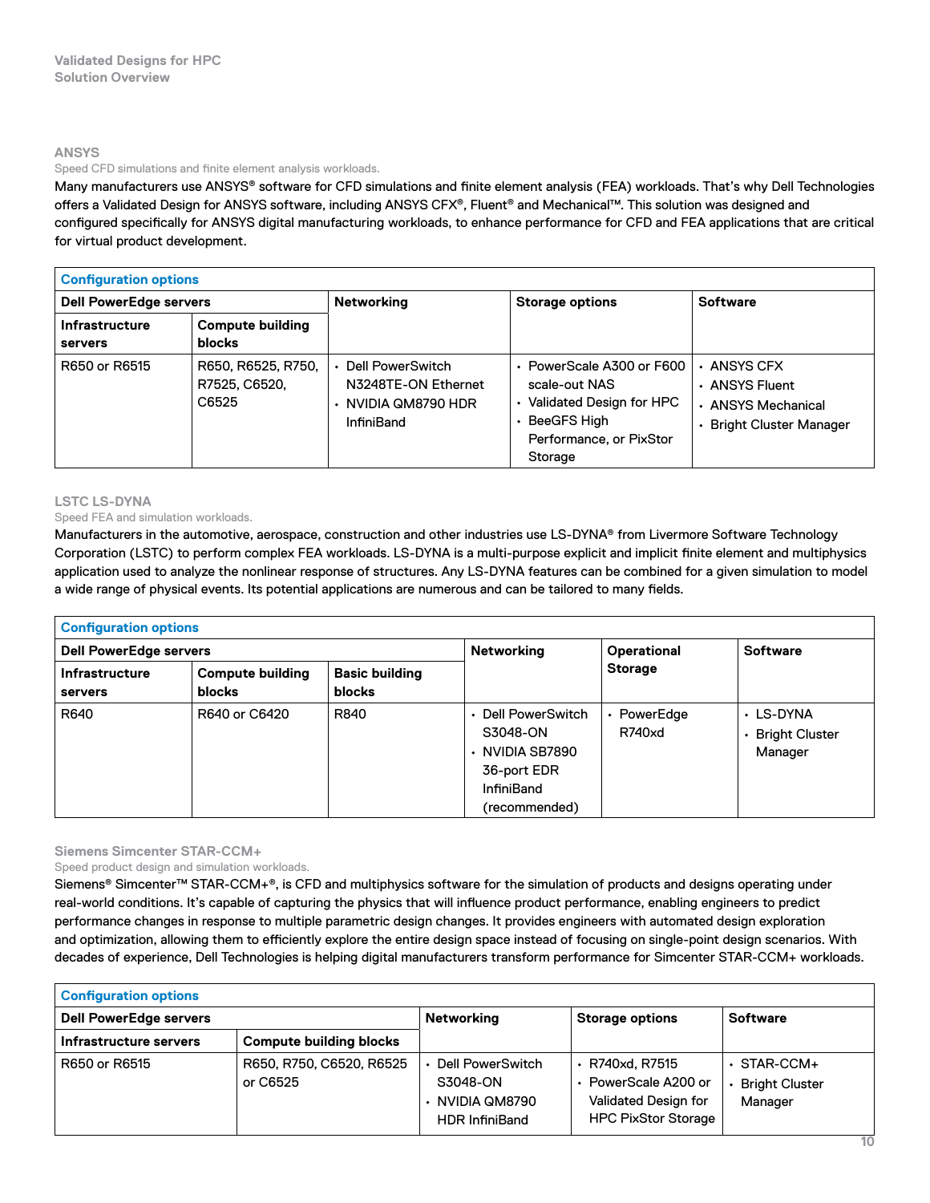## ANSYS

Speed CFD simulations and finite element analysis workloads.

Many manufacturers use ANSYS® software for CFD simulations and finite element analysis (FEA) workloads. That's why Dell Technologies offers a Validated Design for ANSYS software, including ANSYS CFX®, Fluent® and Mechanical™. This solution was designed and configured specifically for ANSYS digital manufacturing workloads, to enhance performance for CFD and FEA applications that are critical for virtual product development.

| Configuration options | | | | |
|---|---|---|---|---|
| Dell PowerEdge servers | | Networking | Storage options | Software |
| Infrastructure servers | Compute building blocks | | | |
| R650 or R6515 | R650, R6525, R750, R7525, C6520, C6525 | • Dell PowerSwitch N3248TE-ON Ethernet<br>• NVIDIA QM8790 HDR InfiniBand | • PowerScale A300 or F600 scale-out NAS<br>• Validated Design for HPC<br>• BeeGFS High Performance, or PixStor Storage | • ANSYS CFX<br>• ANSYS Fluent<br>• ANSYS Mechanical<br>• Bright Cluster Manager |

## LSTC LS-DYNA

Speed FEA and simulation workloads.

Manufacturers in the automotive, aerospace, construction and other industries use LS-DYNA® from Livermore Software Technology Corporation (LSTC) to perform complex FEA workloads. LS-DYNA is a multi-purpose explicit and implicit finite element and multiphysics application used to analyze the nonlinear response of structures. Any LS-DYNA features can be combined for a given simulation to model a wide range of physical events. Its potential applications are numerous and can be tailored to many fields.

| Configuration options | | | | | |
|---|---|---|---|---|---|
| Dell PowerEdge servers | | | Networking | Operational Storage | Software |
| Infrastructure servers | Compute building blocks | Basic building blocks | | | |
| R640 | R640 or C6420 | R840 | • Dell PowerSwitch S3048-ON<br>• NVIDIA SB7890 36-port EDR InfiniBand (recommended) | • PowerEdge R740xd | • LS-DYNA<br>• Bright Cluster Manager |

## Siemens Simcenter STAR-CCM+

Speed product design and simulation workloads.

Siemens® Simcenter™ STAR-CCM+®, is CFD and multiphysics software for the simulation of products and designs operating under real-world conditions. It's capable of capturing the physics that will influence product performance, enabling engineers to predict performance changes in response to multiple parametric design changes. It provides engineers with automated design exploration and optimization, allowing them to efficiently explore the entire design space instead of focusing on single-point design scenarios. With decades of experience, Dell Technologies is helping digital manufacturers transform performance for Simcenter STAR-CCM+ workloads.

| Configuration options | | | | |
|---|---|---|---|---|
| Dell PowerEdge servers | | Networking | Storage options | Software |
| Infrastructure servers | Compute building blocks | | | |
| R650 or R6515 | R650, R750, C6520, R6525 or C6525 | • Dell PowerSwitch S3048-ON<br>• NVIDIA QM8790 HDR InfiniBand | • R740xd, R7515<br>• PowerScale A200 or Validated Design for HPC PixStor Storage | • STAR-CCM+<br>• Bright Cluster Manager |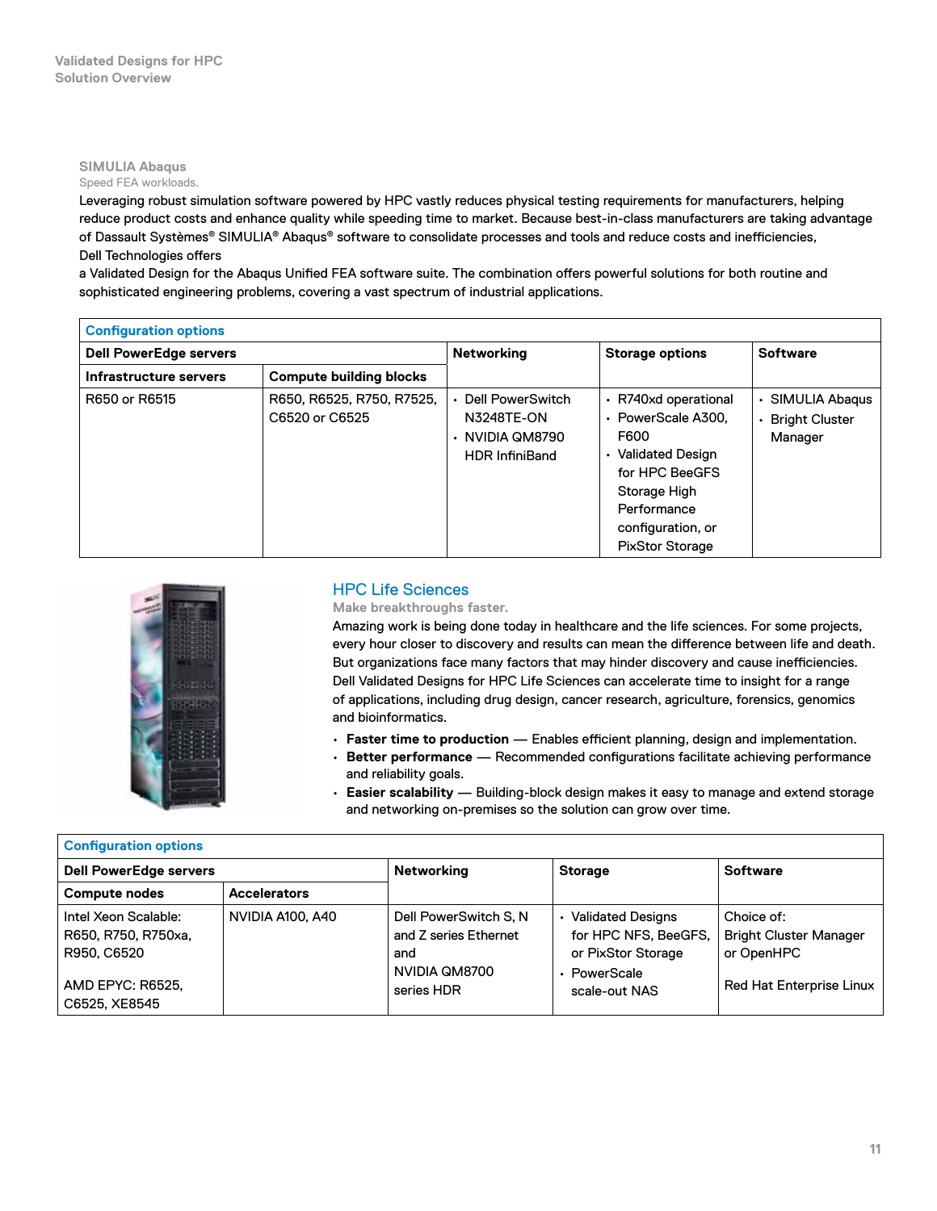### SIMULIA Abaqus

Speed FEA workloads.

Leveraging robust simulation software powered by HPC vastly reduces physical testing requirements for manufacturers, helping reduce product costs and enhance quality while speeding time to market. Because best-in-class manufacturers are taking advantage of Dassault Systèmes® SIMULIA® Abaqus® software to consolidate processes and tools and reduce costs and inefficiencies, Dell Technologies offers a Validated Design for the Abaqus Unified FEA software suite. The combination offers powerful solutions for both routine and sophisticated engineering problems, covering a vast spectrum of industrial applications.

| Configuration options | | | | |
|---|---|---|---|---|
| **Dell PowerEdge servers** | | **Networking** | **Storage options** | **Software** |
| **Infrastructure servers** | **Compute building blocks** | | | |
| R650 or R6515 | R650, R6525, R750, R7525, C6520 or C6525 | • Dell PowerSwitch N3248TE-ON<br>• NVIDIA QM8790 HDR InfiniBand | • R740xd operational<br>• PowerScale A300, F600<br>• Validated Design for HPC BeeGFS Storage High Performance configuration, or PixStor Storage | • SIMULIA Abaqus<br>• Bright Cluster Manager |

## HPC Life Sciences

Make breakthroughs faster.

Amazing work is being done today in healthcare and the life sciences. For some projects, every hour closer to discovery and results can mean the difference between life and death. But organizations face many factors that may hinder discovery and cause inefficiencies. Dell Validated Designs for HPC Life Sciences can accelerate time to insight for a range of applications, including drug design, cancer research, agriculture, forensics, genomics and bioinformatics.

- **Faster time to production** — Enables efficient planning, design and implementation.
- **Better performance** — Recommended configurations facilitate achieving performance and reliability goals.
- **Easier scalability** — Building-block design makes it easy to manage and extend storage and networking on-premises so the solution can grow over time.

| Configuration options | | | | |
|---|---|---|---|---|
| **Dell PowerEdge servers** | | **Networking** | **Storage** | **Software** |
| **Compute nodes** | **Accelerators** | | | |
| Intel Xeon Scalable: R650, R750, R750xa, R950, C6520<br><br>AMD EPYC: R6525, C6525, XE8545 | NVIDIA A100, A40 | Dell PowerSwitch S, N and Z series Ethernet and NVIDIA QM8700 series HDR | • Validated Designs for HPC NFS, BeeGFS, or PixStor Storage<br>• PowerScale scale-out NAS | Choice of: Bright Cluster Manager or OpenHPC<br><br>Red Hat Enterprise Linux |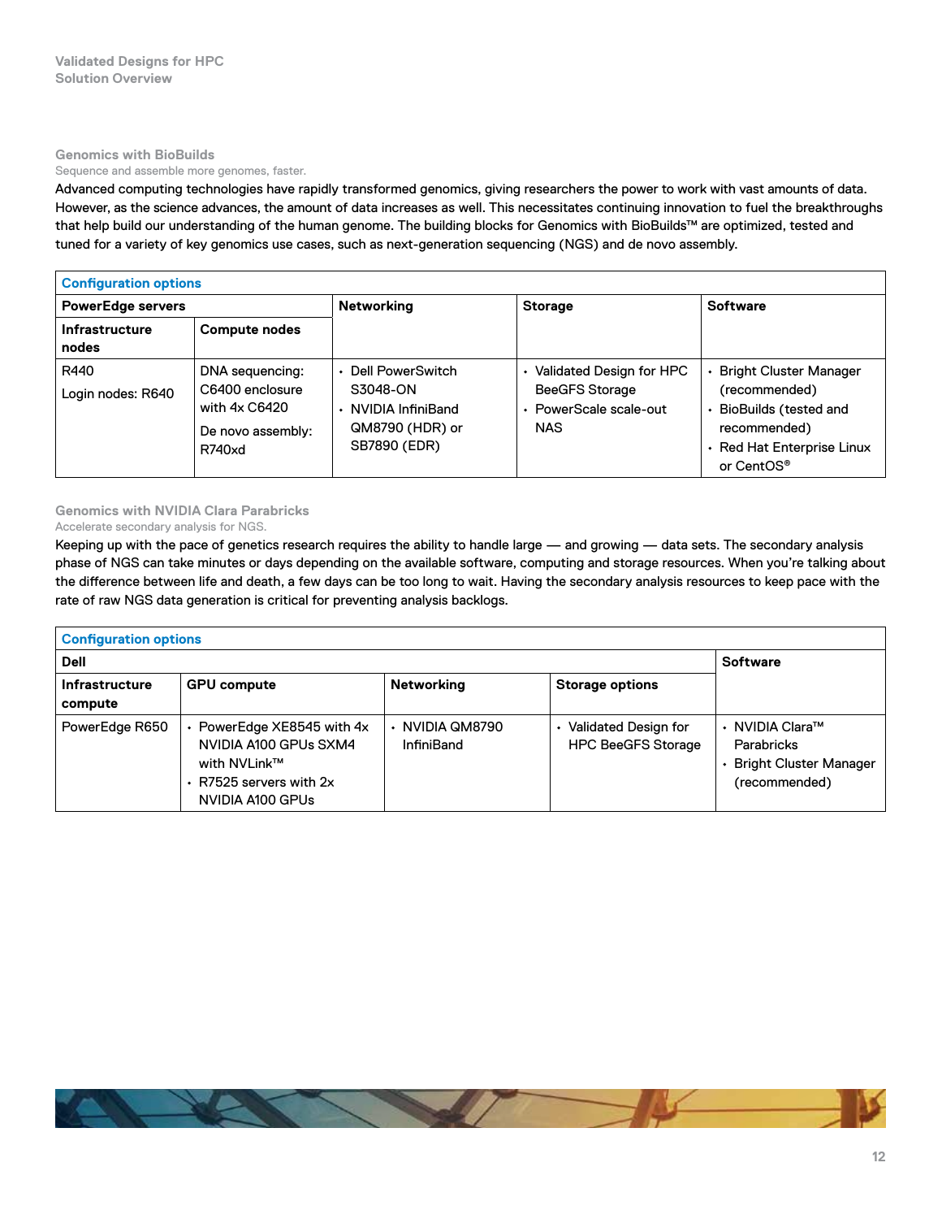## Genomics with BioBuilds

Sequence and assemble more genomes, faster.

Advanced computing technologies have rapidly transformed genomics, giving researchers the power to work with vast amounts of data. However, as the science advances, the amount of data increases as well. This necessitates continuing innovation to fuel the breakthroughs that help build our understanding of the human genome. The building blocks for Genomics with BioBuilds™ are optimized, tested and tuned for a variety of key genomics use cases, such as next-generation sequencing (NGS) and de novo assembly.

| Configuration options | | | | |
|---|---|---|---|---|
| **PowerEdge servers** | | **Networking** | **Storage** | **Software** |
| **Infrastructure nodes** | **Compute nodes** | | | |
| R440<br>Login nodes: R640 | DNA sequencing: C6400 enclosure with 4x C6420<br>De novo assembly: R740xd | • Dell PowerSwitch S3048-ON<br>• NVIDIA InfiniBand QM8790 (HDR) or SB7890 (EDR) | • Validated Design for HPC BeeGFS Storage<br>• PowerScale scale-out NAS | • Bright Cluster Manager (recommended)<br>• BioBuilds (tested and recommended)<br>• Red Hat Enterprise Linux or CentOS® |

## Genomics with NVIDIA Clara Parabricks

Accelerate secondary analysis for NGS.

Keeping up with the pace of genetics research requires the ability to handle large — and growing — data sets. The secondary analysis phase of NGS can take minutes or days depending on the available software, computing and storage resources. When you're talking about the difference between life and death, a few days can be too long to wait. Having the secondary analysis resources to keep pace with the rate of raw NGS data generation is critical for preventing analysis backlogs.

| Configuration options | | | | |
|---|---|---|---|---|
| **Dell** | | | | **Software** |
| **Infrastructure compute** | **GPU compute** | **Networking** | **Storage options** | |
| PowerEdge R650 | • PowerEdge XE8545 with 4x NVIDIA A100 GPUs SXM4 with NVLink™<br>• R7525 servers with 2x NVIDIA A100 GPUs | • NVIDIA QM8790 InfiniBand | • Validated Design for HPC BeeGFS Storage | • NVIDIA Clara™ Parabricks<br>• Bright Cluster Manager (recommended) |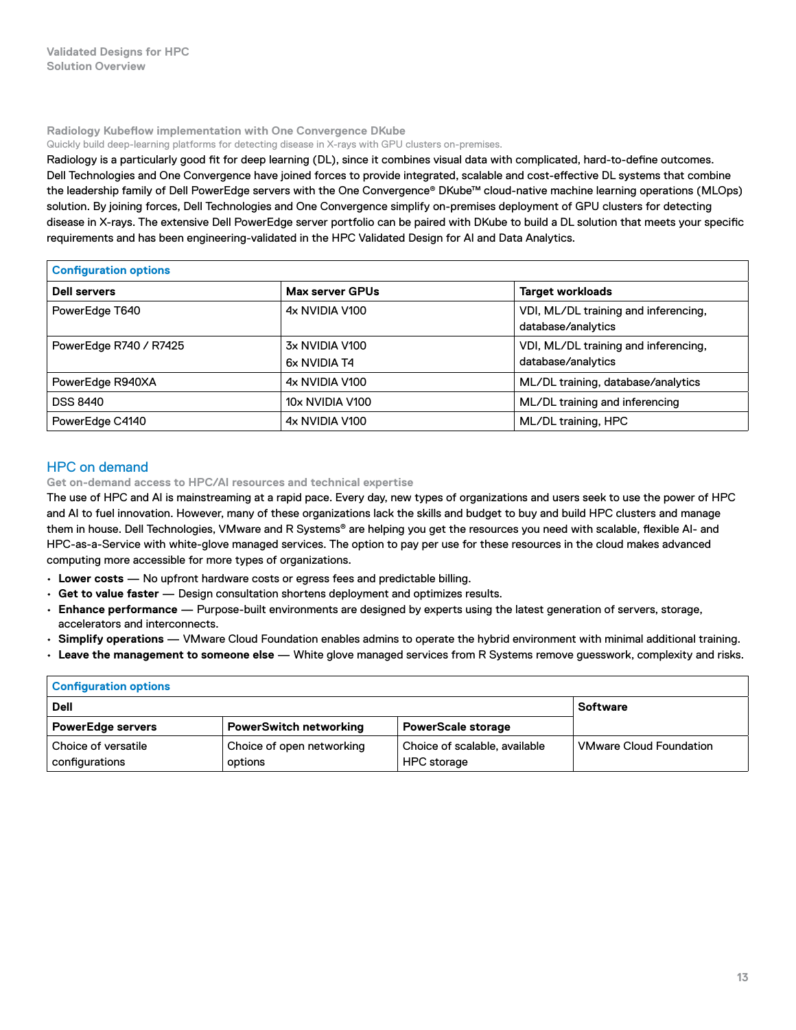### Radiology Kubeflow implementation with One Convergence DKube

Quickly build deep-learning platforms for detecting disease in X-rays with GPU clusters on-premises.

Radiology is a particularly good fit for deep learning (DL), since it combines visual data with complicated, hard-to-define outcomes. Dell Technologies and One Convergence have joined forces to provide integrated, scalable and cost-effective DL systems that combine the leadership family of Dell PowerEdge servers with the One Convergence® DKube™ cloud-native machine learning operations (MLOps) solution. By joining forces, Dell Technologies and One Convergence simplify on-premises deployment of GPU clusters for detecting disease in X-rays. The extensive Dell PowerEdge server portfolio can be paired with DKube to build a DL solution that meets your specific requirements and has been engineering-validated in the HPC Validated Design for AI and Data Analytics.

| Configuration options | | |
|---|---|---|
| **Dell servers** | **Max server GPUs** | **Target workloads** |
| PowerEdge T640 | 4x NVIDIA V100 | VDI, ML/DL training and inferencing, database/analytics |
| PowerEdge R740 / R7425 | 3x NVIDIA V100<br>6x NVIDIA T4 | VDI, ML/DL training and inferencing, database/analytics |
| PowerEdge R940XA | 4x NVIDIA V100 | ML/DL training, database/analytics |
| DSS 8440 | 10x NVIDIA V100 | ML/DL training and inferencing |
| PowerEdge C4140 | 4x NVIDIA V100 | ML/DL training, HPC |

## HPC on demand

Get on-demand access to HPC/AI resources and technical expertise

The use of HPC and AI is mainstreaming at a rapid pace. Every day, new types of organizations and users seek to use the power of HPC and AI to fuel innovation. However, many of these organizations lack the skills and budget to buy and build HPC clusters and manage them in house. Dell Technologies, VMware and R Systems® are helping you get the resources you need with scalable, flexible AI- and HPC-as-a-Service with white-glove managed services. The option to pay per use for these resources in the cloud makes advanced computing more accessible for more types of organizations.

- **Lower costs** — No upfront hardware costs or egress fees and predictable billing.
- **Get to value faster** — Design consultation shortens deployment and optimizes results.
- **Enhance performance** — Purpose-built environments are designed by experts using the latest generation of servers, storage, accelerators and interconnects.
- **Simplify operations** — VMware Cloud Foundation enables admins to operate the hybrid environment with minimal additional training.
- **Leave the management to someone else** — White glove managed services from R Systems remove guesswork, complexity and risks.

| Configuration options | | | |
|---|---|---|---|
| **Dell** | | | **Software** |
| **PowerEdge servers** | **PowerSwitch networking** | **PowerScale storage** | |
| Choice of versatile configurations | Choice of open networking options | Choice of scalable, available HPC storage | VMware Cloud Foundation |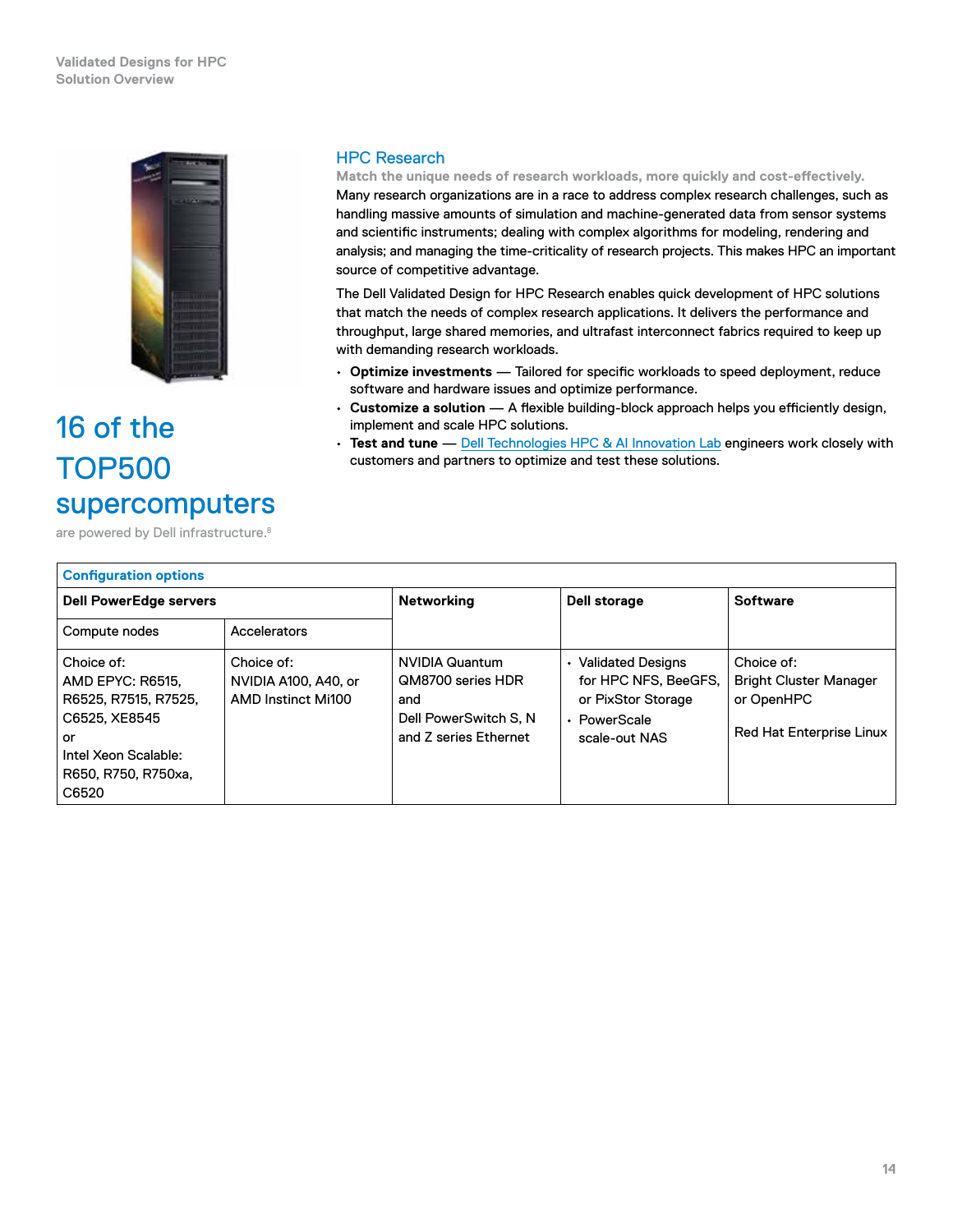## HPC Research

**Match the unique needs of research workloads, more quickly and cost-effectively.**

Many research organizations are in a race to address complex research challenges, such as handling massive amounts of simulation and machine-generated data from sensor systems and scientific instruments; dealing with complex algorithms for modeling, rendering and analysis; and managing the time-criticality of research projects. This makes HPC an important source of competitive advantage.

The Dell Validated Design for HPC Research enables quick development of HPC solutions that match the needs of complex research applications. It delivers the performance and throughput, large shared memories, and ultrafast interconnect fabrics required to keep up with demanding research workloads.

- **Optimize investments** — Tailored for specific workloads to speed deployment, reduce software and hardware issues and optimize performance.
- **Customize a solution** — A flexible building-block approach helps you efficiently design, implement and scale HPC solutions.
- **Test and tune** — Dell Technologies HPC & AI Innovation Lab engineers work closely with customers and partners to optimize and test these solutions.

# 16 of the TOP500 supercomputers

are powered by Dell infrastructure.[8]

**Configuration options**

| Dell PowerEdge servers | | Networking | Dell storage | Software |
|---|---|---|---|---|
| Compute nodes | Accelerators | | | |
| Choice of: AMD EPYC: R6515, R6525, R7515, R7525, C6525, XE8545 or Intel Xeon Scalable: R650, R750, R750xa, C6520 | Choice of: NVIDIA A100, A40, or AMD Instinct Mi100 | NVIDIA Quantum QM8700 series HDR and Dell PowerSwitch S, N and Z series Ethernet | • Validated Designs for HPC NFS, BeeGFS, or PixStor Storage • PowerScale scale-out NAS | Choice of: Bright Cluster Manager or OpenHPC<br><br>Red Hat Enterprise Linux |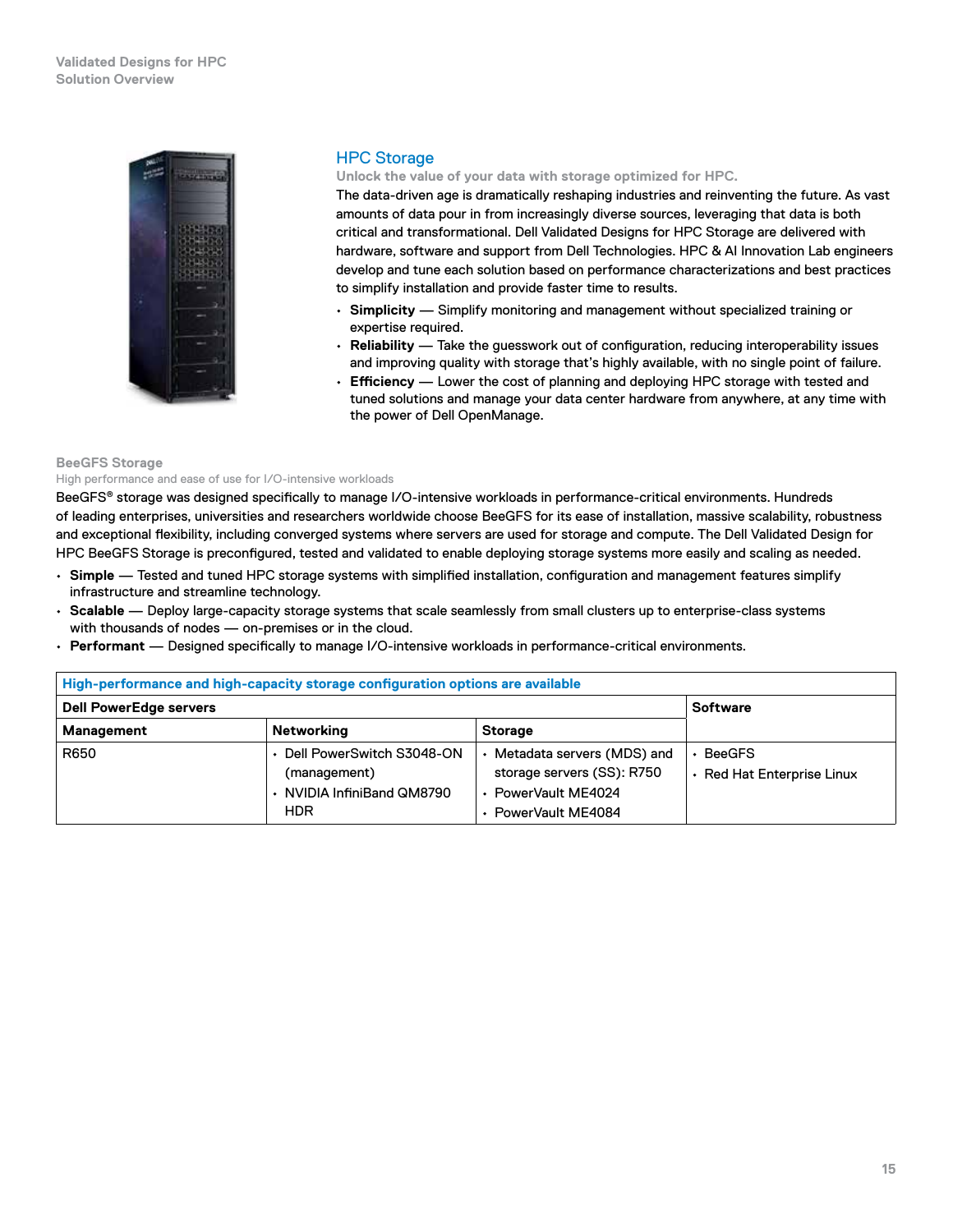## HPC Storage

**Unlock the value of your data with storage optimized for HPC.**

The data-driven age is dramatically reshaping industries and reinventing the future. As vast amounts of data pour in from increasingly diverse sources, leveraging that data is both critical and transformational. Dell Validated Designs for HPC Storage are delivered with hardware, software and support from Dell Technologies. HPC & AI Innovation Lab engineers develop and tune each solution based on performance characterizations and best practices to simplify installation and provide faster time to results.

- **Simplicity** — Simplify monitoring and management without specialized training or expertise required.
- **Reliability** — Take the guesswork out of configuration, reducing interoperability issues and improving quality with storage that's highly available, with no single point of failure.
- **Efficiency** — Lower the cost of planning and deploying HPC storage with tested and tuned solutions and manage your data center hardware from anywhere, at any time with the power of Dell OpenManage.

### BeeGFS Storage

High performance and ease of use for I/O-intensive workloads

BeeGFS® storage was designed specifically to manage I/O-intensive workloads in performance-critical environments. Hundreds of leading enterprises, universities and researchers worldwide choose BeeGFS for its ease of installation, massive scalability, robustness and exceptional flexibility, including converged systems where servers are used for storage and compute. The Dell Validated Design for HPC BeeGFS Storage is preconfigured, tested and validated to enable deploying storage systems more easily and scaling as needed.

- **Simple** — Tested and tuned HPC storage systems with simplified installation, configuration and management features simplify infrastructure and streamline technology.
- **Scalable** — Deploy large-capacity storage systems that scale seamlessly from small clusters up to enterprise-class systems with thousands of nodes — on-premises or in the cloud.
- **Performant** — Designed specifically to manage I/O-intensive workloads in performance-critical environments.

| High-performance and high-capacity storage configuration options are available | | | |
|---|---|---|---|
| **Dell PowerEdge servers** | | | **Software** |
| **Management** | **Networking** | **Storage** | |
| R650 | • Dell PowerSwitch S3048-ON (management)<br>• NVIDIA InfiniBand QM8790 HDR | • Metadata servers (MDS) and storage servers (SS): R750<br>• PowerVault ME4024<br>• PowerVault ME4084 | • BeeGFS<br>• Red Hat Enterprise Linux |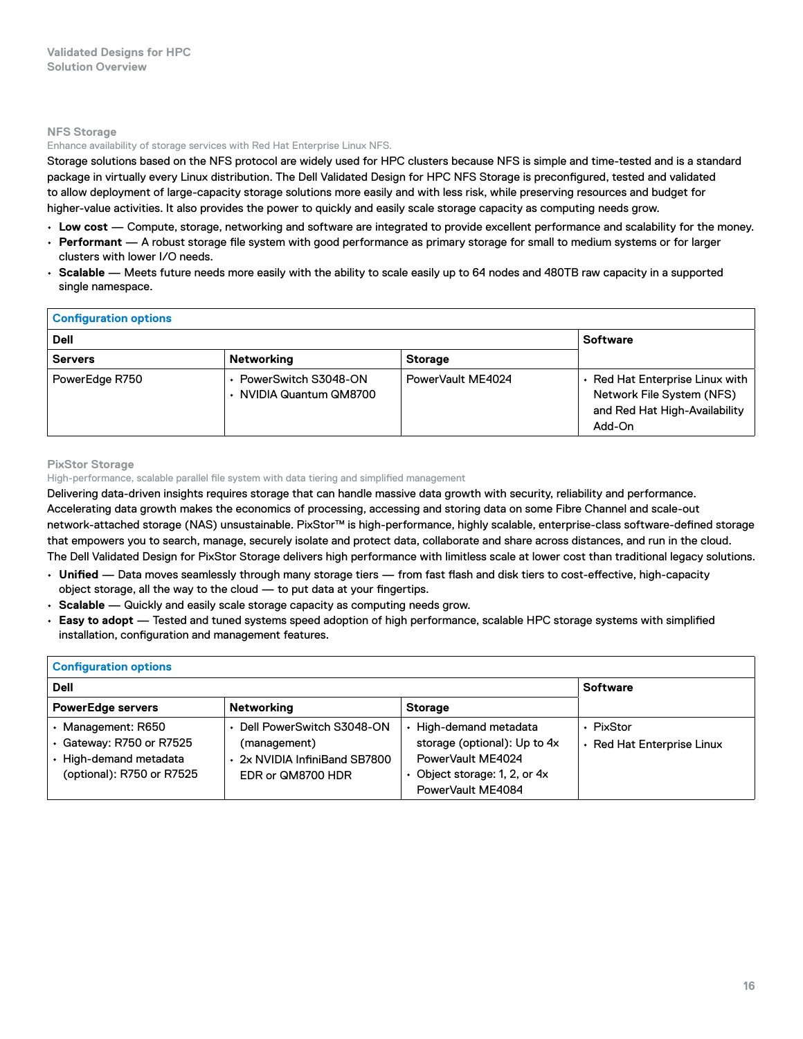## NFS Storage

Enhance availability of storage services with Red Hat Enterprise Linux NFS.

Storage solutions based on the NFS protocol are widely used for HPC clusters because NFS is simple and time-tested and is a standard package in virtually every Linux distribution. The Dell Validated Design for HPC NFS Storage is preconfigured, tested and validated to allow deployment of large-capacity storage solutions more easily and with less risk, while preserving resources and budget for higher-value activities. It also provides the power to quickly and easily scale storage capacity as computing needs grow.

- **Low cost** — Compute, storage, networking and software are integrated to provide excellent performance and scalability for the money.
- **Performant** — A robust storage file system with good performance as primary storage for small to medium systems or for larger clusters with lower I/O needs.
- **Scalable** — Meets future needs more easily with the ability to scale easily up to 64 nodes and 480TB raw capacity in a supported single namespace.

| Configuration options | | | |
|---|---|---|---|
| **Dell** | | | **Software** |
| **Servers** | **Networking** | **Storage** | |
| PowerEdge R750 | • PowerSwitch S3048-ON<br>• NVIDIA Quantum QM8700 | PowerVault ME4024 | • Red Hat Enterprise Linux with Network File System (NFS) and Red Hat High-Availability Add-On |

## PixStor Storage

High-performance, scalable parallel file system with data tiering and simplified management

Delivering data-driven insights requires storage that can handle massive data growth with security, reliability and performance. Accelerating data growth makes the economics of processing, accessing and storing data on some Fibre Channel and scale-out network-attached storage (NAS) unsustainable. PixStor™ is high-performance, highly scalable, enterprise-class software-defined storage that empowers you to search, manage, securely isolate and protect data, collaborate and share across distances, and run in the cloud. The Dell Validated Design for PixStor Storage delivers high performance with limitless scale at lower cost than traditional legacy solutions.

- **Unified** — Data moves seamlessly through many storage tiers — from fast flash and disk tiers to cost-effective, high-capacity object storage, all the way to the cloud — to put data at your fingertips.
- **Scalable** — Quickly and easily scale storage capacity as computing needs grow.
- **Easy to adopt** — Tested and tuned systems speed adoption of high performance, scalable HPC storage systems with simplified installation, configuration and management features.

| Configuration options | | | |
|---|---|---|---|
| **Dell** | | | **Software** |
| **PowerEdge servers** | **Networking** | **Storage** | |
| • Management: R650<br>• Gateway: R750 or R7525<br>• High-demand metadata (optional): R750 or R7525 | • Dell PowerSwitch S3048-ON (management)<br>• 2x NVIDIA InfiniBand SB7800 EDR or QM8700 HDR | • High-demand metadata storage (optional): Up to 4x PowerVault ME4024<br>• Object storage: 1, 2, or 4x PowerVault ME4084 | • PixStor<br>• Red Hat Enterprise Linux |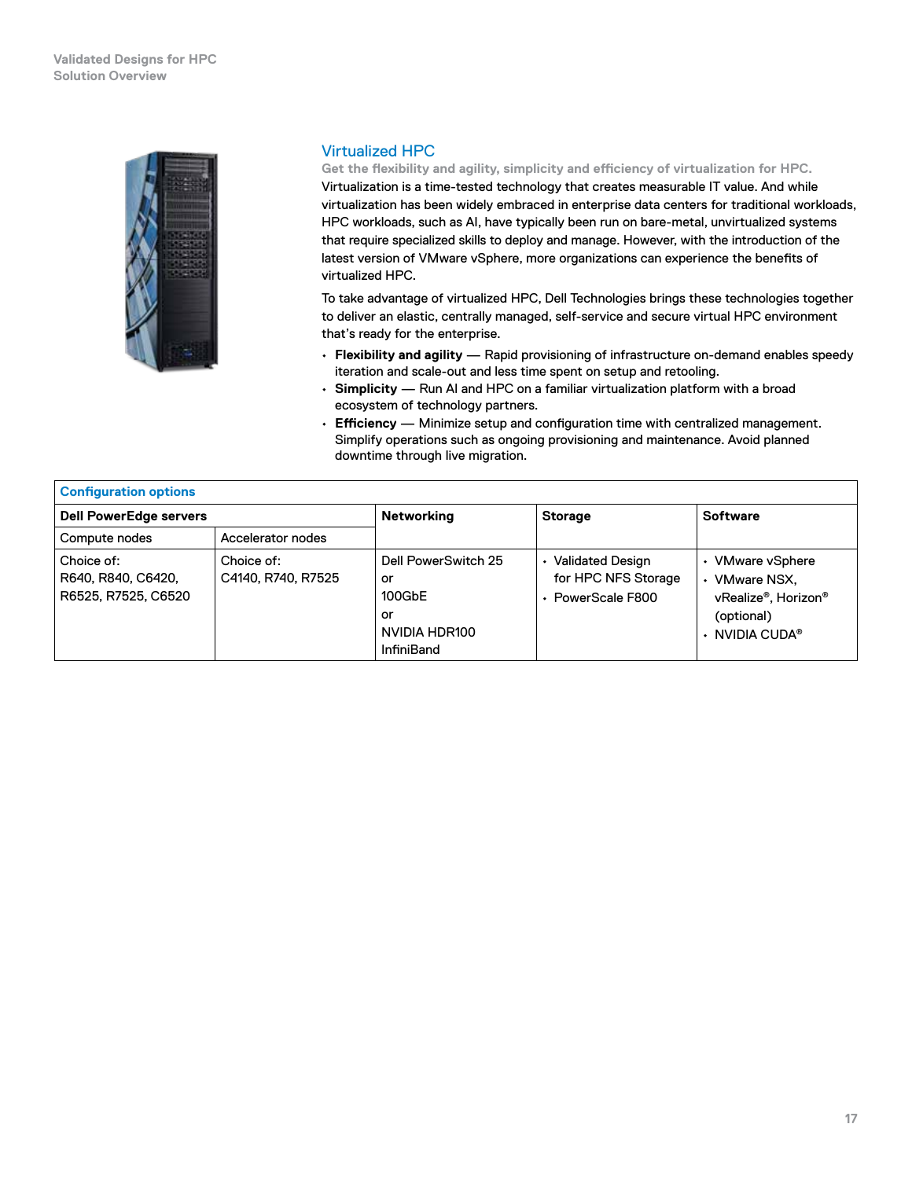## Virtualized HPC

**Get the flexibility and agility, simplicity and efficiency of virtualization for HPC.**

Virtualization is a time-tested technology that creates measurable IT value. And while virtualization has been widely embraced in enterprise data centers for traditional workloads, HPC workloads, such as AI, have typically been run on bare-metal, unvirtualized systems that require specialized skills to deploy and manage. However, with the introduction of the latest version of VMware vSphere, more organizations can experience the benefits of virtualized HPC.

To take advantage of virtualized HPC, Dell Technologies brings these technologies together to deliver an elastic, centrally managed, self-service and secure virtual HPC environment that's ready for the enterprise.

- **Flexibility and agility** — Rapid provisioning of infrastructure on-demand enables speedy iteration and scale-out and less time spent on setup and retooling.
- **Simplicity** — Run AI and HPC on a familiar virtualization platform with a broad ecosystem of technology partners.
- **Efficiency** — Minimize setup and configuration time with centralized management. Simplify operations such as ongoing provisioning and maintenance. Avoid planned downtime through live migration.

| Configuration options | | | | |
|---|---|---|---|---|
| **Dell PowerEdge servers** | | **Networking** | **Storage** | **Software** |
| Compute nodes | Accelerator nodes | | | |
| Choice of:<br>R640, R840, C6420, R6525, R7525, C6520 | Choice of:<br>C4140, R740, R7525 | Dell PowerSwitch 25<br>or<br>100GbE<br>or<br>NVIDIA HDR100 InfiniBand | • Validated Design for HPC NFS Storage<br>• PowerScale F800 | • VMware vSphere<br>• VMware NSX, vRealize®, Horizon® (optional)<br>• NVIDIA CUDA® |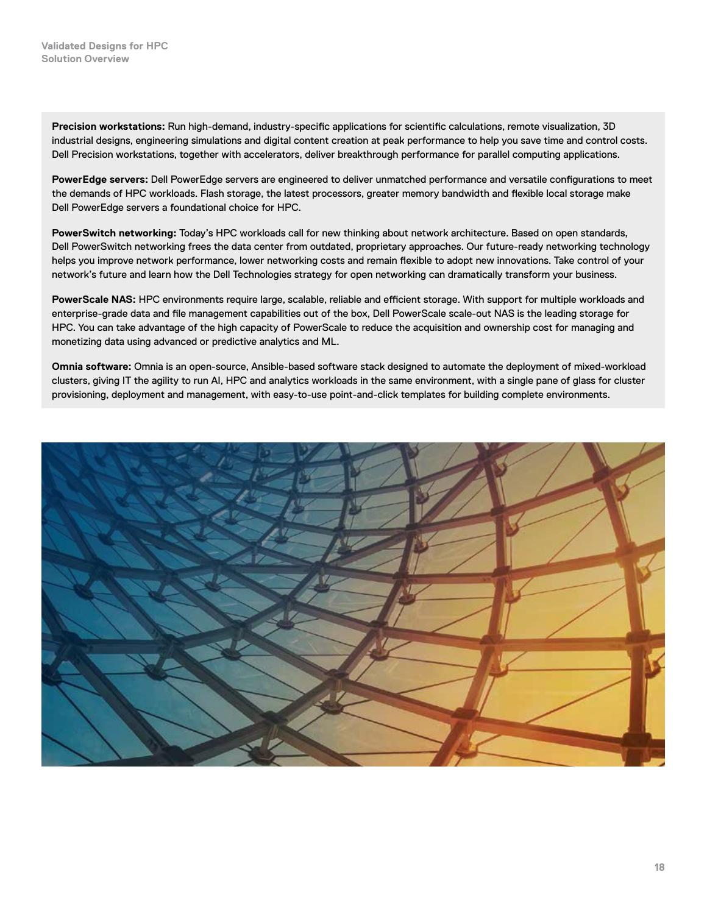**Precision workstations:** Run high-demand, industry-specific applications for scientific calculations, remote visualization, 3D industrial designs, engineering simulations and digital content creation at peak performance to help you save time and control costs. Dell Precision workstations, together with accelerators, deliver breakthrough performance for parallel computing applications.

**PowerEdge servers:** Dell PowerEdge servers are engineered to deliver unmatched performance and versatile configurations to meet the demands of HPC workloads. Flash storage, the latest processors, greater memory bandwidth and flexible local storage make Dell PowerEdge servers a foundational choice for HPC.

**PowerSwitch networking:** Today's HPC workloads call for new thinking about network architecture. Based on open standards, Dell PowerSwitch networking frees the data center from outdated, proprietary approaches. Our future-ready networking technology helps you improve network performance, lower networking costs and remain flexible to adopt new innovations. Take control of your network's future and learn how the Dell Technologies strategy for open networking can dramatically transform your business.

**PowerScale NAS:** HPC environments require large, scalable, reliable and efficient storage. With support for multiple workloads and enterprise-grade data and file management capabilities out of the box, Dell PowerScale scale-out NAS is the leading storage for HPC. You can take advantage of the high capacity of PowerScale to reduce the acquisition and ownership cost for managing and monetizing data using advanced or predictive analytics and ML.

**Omnia software:** Omnia is an open-source, Ansible-based software stack designed to automate the deployment of mixed-workload clusters, giving IT the agility to run AI, HPC and analytics workloads in the same environment, with a single pane of glass for cluster provisioning, deployment and management, with easy-to-use point-and-click templates for building complete environments.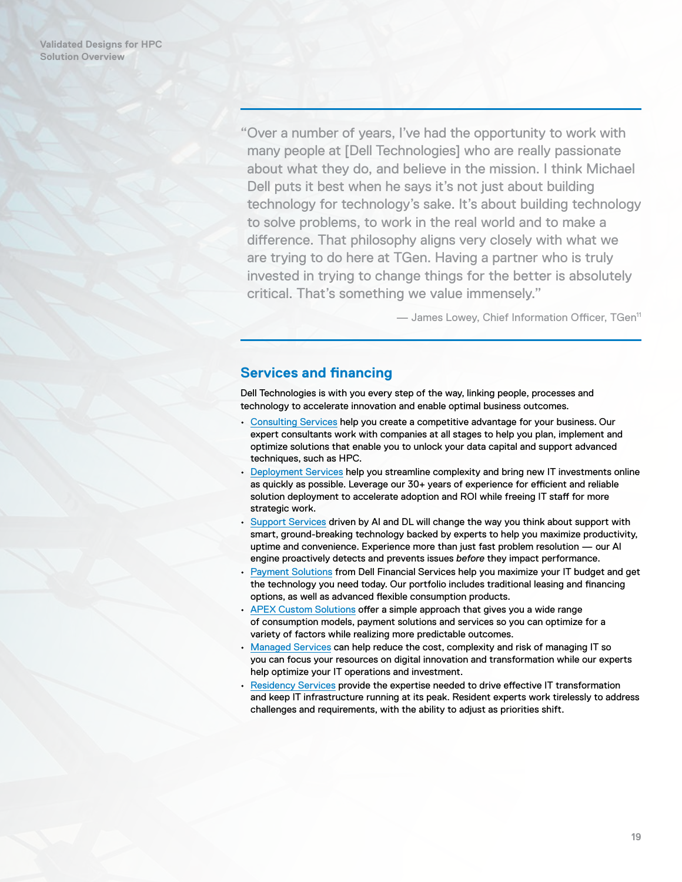> "Over a number of years, I've had the opportunity to work with many people at [Dell Technologies] who are really passionate about what they do, and believe in the mission. I think Michael Dell puts it best when he says it's not just about building technology for technology's sake. It's about building technology to solve problems, to work in the real world and to make a difference. That philosophy aligns very closely with what we are trying to do here at TGen. Having a partner who is truly invested in trying to change things for the better is absolutely critical. That's something we value immensely."
>
> — James Lowey, Chief Information Officer, TGen[11]

## Services and financing

Dell Technologies is with you every step of the way, linking people, processes and technology to accelerate innovation and enable optimal business outcomes.

- Consulting Services help you create a competitive advantage for your business. Our expert consultants work with companies at all stages to help you plan, implement and optimize solutions that enable you to unlock your data capital and support advanced techniques, such as HPC.
- Deployment Services help you streamline complexity and bring new IT investments online as quickly as possible. Leverage our 30+ years of experience for efficient and reliable solution deployment to accelerate adoption and ROI while freeing IT staff for more strategic work.
- Support Services driven by AI and DL will change the way you think about support with smart, ground-breaking technology backed by experts to help you maximize productivity, uptime and convenience. Experience more than just fast problem resolution — our AI engine proactively detects and prevents issues *before* they impact performance.
- Payment Solutions from Dell Financial Services help you maximize your IT budget and get the technology you need today. Our portfolio includes traditional leasing and financing options, as well as advanced flexible consumption products.
- APEX Custom Solutions offer a simple approach that gives you a wide range of consumption models, payment solutions and services so you can optimize for a variety of factors while realizing more predictable outcomes.
- Managed Services can help reduce the cost, complexity and risk of managing IT so you can focus your resources on digital innovation and transformation while our experts help optimize your IT operations and investment.
- Residency Services provide the expertise needed to drive effective IT transformation and keep IT infrastructure running at its peak. Resident experts work tirelessly to address challenges and requirements, with the ability to adjust as priorities shift.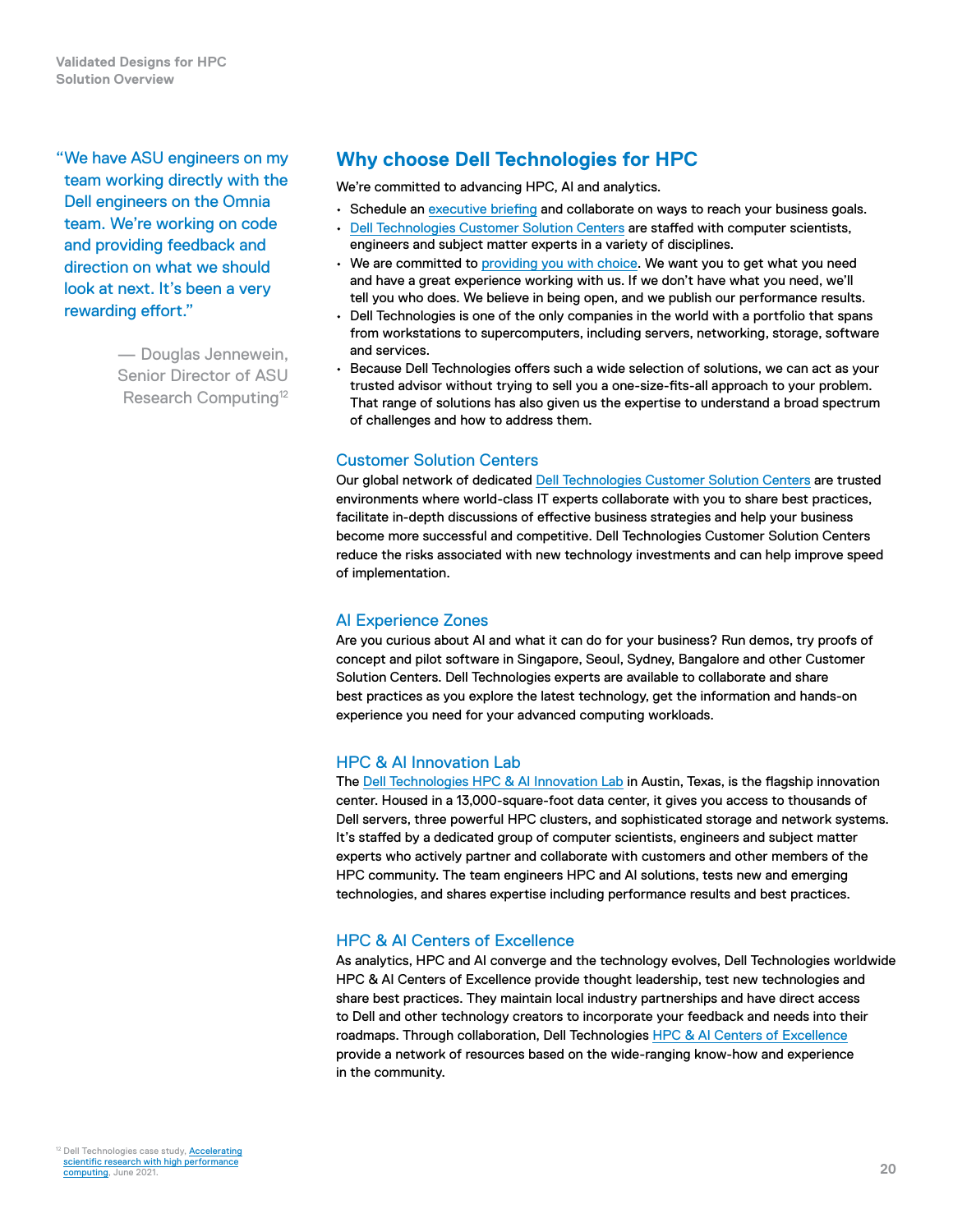"We have ASU engineers on my team working directly with the Dell engineers on the Omnia team. We're working on code and providing feedback and direction on what we should look at next. It's been a very rewarding effort."

— Douglas Jennewein, Senior Director of ASU Research Computing[12]

## Why choose Dell Technologies for HPC

We're committed to advancing HPC, AI and analytics.

- Schedule an executive briefing and collaborate on ways to reach your business goals.
- Dell Technologies Customer Solution Centers are staffed with computer scientists, engineers and subject matter experts in a variety of disciplines.
- We are committed to providing you with choice. We want you to get what you need and have a great experience working with us. If we don't have what you need, we'll tell you who does. We believe in being open, and we publish our performance results.
- Dell Technologies is one of the only companies in the world with a portfolio that spans from workstations to supercomputers, including servers, networking, storage, software and services.
- Because Dell Technologies offers such a wide selection of solutions, we can act as your trusted advisor without trying to sell you a one-size-fits-all approach to your problem. That range of solutions has also given us the expertise to understand a broad spectrum of challenges and how to address them.

### Customer Solution Centers

Our global network of dedicated Dell Technologies Customer Solution Centers are trusted environments where world-class IT experts collaborate with you to share best practices, facilitate in-depth discussions of effective business strategies and help your business become more successful and competitive. Dell Technologies Customer Solution Centers reduce the risks associated with new technology investments and can help improve speed of implementation.

### AI Experience Zones

Are you curious about AI and what it can do for your business? Run demos, try proofs of concept and pilot software in Singapore, Seoul, Sydney, Bangalore and other Customer Solution Centers. Dell Technologies experts are available to collaborate and share best practices as you explore the latest technology, get the information and hands-on experience you need for your advanced computing workloads.

### HPC & AI Innovation Lab

The Dell Technologies HPC & AI Innovation Lab in Austin, Texas, is the flagship innovation center. Housed in a 13,000-square-foot data center, it gives you access to thousands of Dell servers, three powerful HPC clusters, and sophisticated storage and network systems. It's staffed by a dedicated group of computer scientists, engineers and subject matter experts who actively partner and collaborate with customers and other members of the HPC community. The team engineers HPC and AI solutions, tests new and emerging technologies, and shares expertise including performance results and best practices.

### HPC & AI Centers of Excellence

As analytics, HPC and AI converge and the technology evolves, Dell Technologies worldwide HPC & AI Centers of Excellence provide thought leadership, test new technologies and share best practices. They maintain local industry partnerships and have direct access to Dell and other technology creators to incorporate your feedback and needs into their roadmaps. Through collaboration, Dell Technologies HPC & AI Centers of Excellence provide a network of resources based on the wide-ranging know-how and experience in the community.

[12] Dell Technologies case study, Accelerating scientific research with high performance computing, June 2021.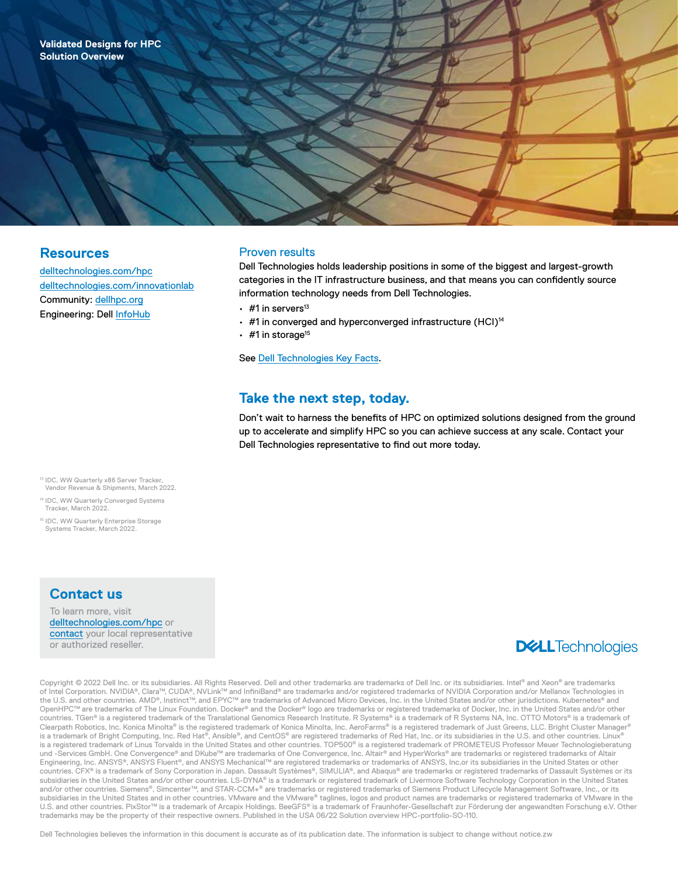Validated Designs for HPC
Solution Overview

## Resources

[delltechnologies.com/hpc](delltechnologies.com/hpc)
[delltechnologies.com/innovationlab](delltechnologies.com/innovationlab)
Community: dellhpc.org
Engineering: Dell InfoHub

### Proven results

Dell Technologies holds leadership positions in some of the biggest and largest-growth categories in the IT infrastructure business, and that means you can confidently source information technology needs from Dell Technologies.

- #1 in servers[13]
- #1 in converged and hyperconverged infrastructure (HCI)[14]
- #1 in storage[15]

See Dell Technologies Key Facts.

## Take the next step, today.

Don't wait to harness the benefits of HPC on optimized solutions designed from the ground up to accelerate and simplify HPC so you can achieve success at any scale. Contact your Dell Technologies representative to find out more today.

[13] IDC, WW Quarterly x86 Server Tracker, Vendor Revenue & Shipments, March 2022.

[14] IDC, WW Quarterly Converged Systems Tracker, March 2022.

[15] IDC, WW Quarterly Enterprise Storage Systems Tracker, March 2022.

## Contact us

To learn more, visit delltechnologies.com/hpc or contact your local representative or authorized reseller.

DELL Technologies

Copyright © 2022 Dell Inc. or its subsidiaries. All Rights Reserved. Dell and other trademarks are trademarks of Dell Inc. or its subsidiaries. Intel® and Xeon® are trademarks of Intel Corporation. NVIDIA®, Clara™, CUDA®, NVLink™ and InfiniBand® are trademarks and/or registered trademarks of NVIDIA Corporation and/or Mellanox Technologies in the U.S. and other countries. AMD®, Instinct™, and EPYC™ are trademarks of Advanced Micro Devices, Inc. in the United States and/or other jurisdictions. Kubernetes® and OpenHPC™ are trademarks of The Linux Foundation. Docker® and the Docker® logo are trademarks or registered trademarks of Docker, Inc. in the United States and/or other countries. TGen® is a registered trademark of the Translational Genomics Research Institute. R Systems® is a trademark of R Systems NA, Inc. OTTO Motors® is a trademark of Clearpath Robotics, Inc. Konica Minolta® is the registered trademark of Konica Minolta, Inc. AeroFarms® is a registered trademark of Just Greens, LLC. Bright Cluster Manager® is a trademark of Bright Computing, Inc. Red Hat®, Ansible®, and CentOS® are registered trademarks of Red Hat, Inc. or its subsidiaries in the U.S. and other countries. Linux® is a registered trademark of Linus Torvalds in the United States and other countries. TOP500® is a registered trademark of PROMETEUS Professor Meuer Technologieberatung und -Services GmbH. One Convergence® and DKube™ are trademarks of One Convergence, Inc. Altair® and HyperWorks® are trademarks or registered trademarks of Altair Engineering, Inc. ANSYS®, ANSYS Fluent®, and ANSYS Mechanical™ are registered trademarks or trademarks of ANSYS, Inc.or its subsidiaries in the United States or other countries. CFX® is a trademark of Sony Corporation in Japan. Dassault Systèmes®, SIMULIA®, and Abaqus® are trademarks or registered trademarks of Dassault Systèmes or its subsidiaries in the United States and/or other countries. LS-DYNA® is a trademark or registered trademark of Livermore Software Technology Corporation in the United States and/or other countries. Siemens®, Simcenter™, and STAR-CCM+® are trademarks or registered trademarks of Siemens Product Lifecycle Management Software, Inc., or its subsidiaries in the United States and in other countries. VMware and the VMware® taglines, logos and product names are trademarks or registered trademarks of VMware in the U.S. and other countries. PixStor™ is a trademark of Arcapix Holdings. BeeGFS® is a trademark of Fraunhofer-Gesellschaft zur Förderung der angewandten Forschung e.V. Other trademarks may be the property of their respective owners. Published in the USA 06/22 Solution overview HPC-portfolio-SO-110.

Dell Technologies believes the information in this document is accurate as of its publication date. The information is subject to change without notice.zw